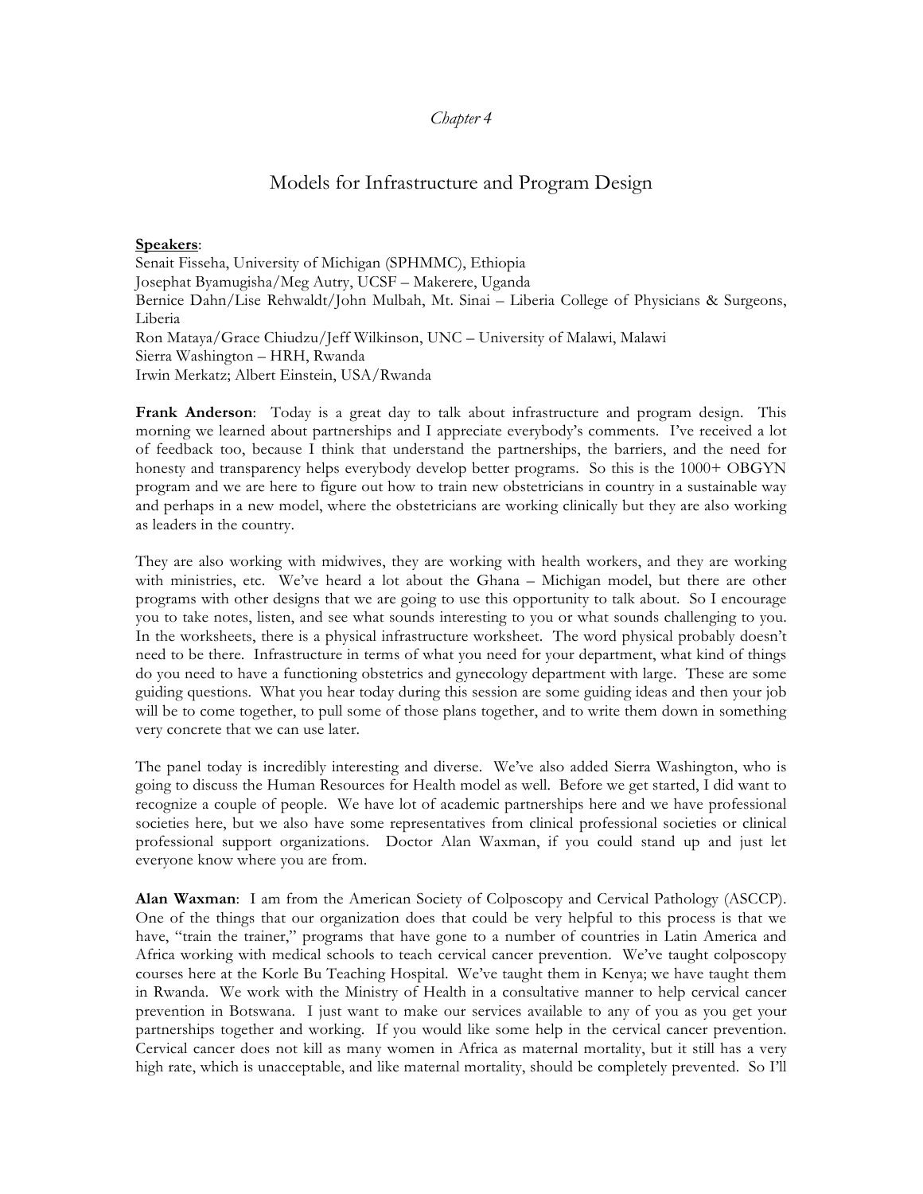*Chapter 4*

# Models for Infrastructure and Program Design

**Speakers**:
Senait Fisseha, University of Michigan (SPHMMC), Ethiopia
Josephat Byamugisha/Meg Autry, UCSF – Makerere, Uganda
Bernice Dahn/Lise Rehwaldt/John Mulbah, Mt. Sinai – Liberia College of Physicians & Surgeons, Liberia
Ron Mataya/Grace Chiudzu/Jeff Wilkinson, UNC – University of Malawi, Malawi
Sierra Washington – HRH, Rwanda
Irwin Merkatz; Albert Einstein, USA/Rwanda

**Frank Anderson**: Today is a great day to talk about infrastructure and program design. This morning we learned about partnerships and I appreciate everybody's comments. I've received a lot of feedback too, because I think that understand the partnerships, the barriers, and the need for honesty and transparency helps everybody develop better programs. So this is the 1000+ OBGYN program and we are here to figure out how to train new obstetricians in country in a sustainable way and perhaps in a new model, where the obstetricians are working clinically but they are also working as leaders in the country.

They are also working with midwives, they are working with health workers, and they are working with ministries, etc. We've heard a lot about the Ghana – Michigan model, but there are other programs with other designs that we are going to use this opportunity to talk about. So I encourage you to take notes, listen, and see what sounds interesting to you or what sounds challenging to you. In the worksheets, there is a physical infrastructure worksheet. The word physical probably doesn't need to be there. Infrastructure in terms of what you need for your department, what kind of things do you need to have a functioning obstetrics and gynecology department with large. These are some guiding questions. What you hear today during this session are some guiding ideas and then your job will be to come together, to pull some of those plans together, and to write them down in something very concrete that we can use later.

The panel today is incredibly interesting and diverse. We've also added Sierra Washington, who is going to discuss the Human Resources for Health model as well. Before we get started, I did want to recognize a couple of people. We have lot of academic partnerships here and we have professional societies here, but we also have some representatives from clinical professional societies or clinical professional support organizations. Doctor Alan Waxman, if you could stand up and just let everyone know where you are from.

**Alan Waxman**: I am from the American Society of Colposcopy and Cervical Pathology (ASCCP). One of the things that our organization does that could be very helpful to this process is that we have, "train the trainer," programs that have gone to a number of countries in Latin America and Africa working with medical schools to teach cervical cancer prevention. We've taught colposcopy courses here at the Korle Bu Teaching Hospital. We've taught them in Kenya; we have taught them in Rwanda. We work with the Ministry of Health in a consultative manner to help cervical cancer prevention in Botswana. I just want to make our services available to any of you as you get your partnerships together and working. If you would like some help in the cervical cancer prevention. Cervical cancer does not kill as many women in Africa as maternal mortality, but it still has a very high rate, which is unacceptable, and like maternal mortality, should be completely prevented. So I'll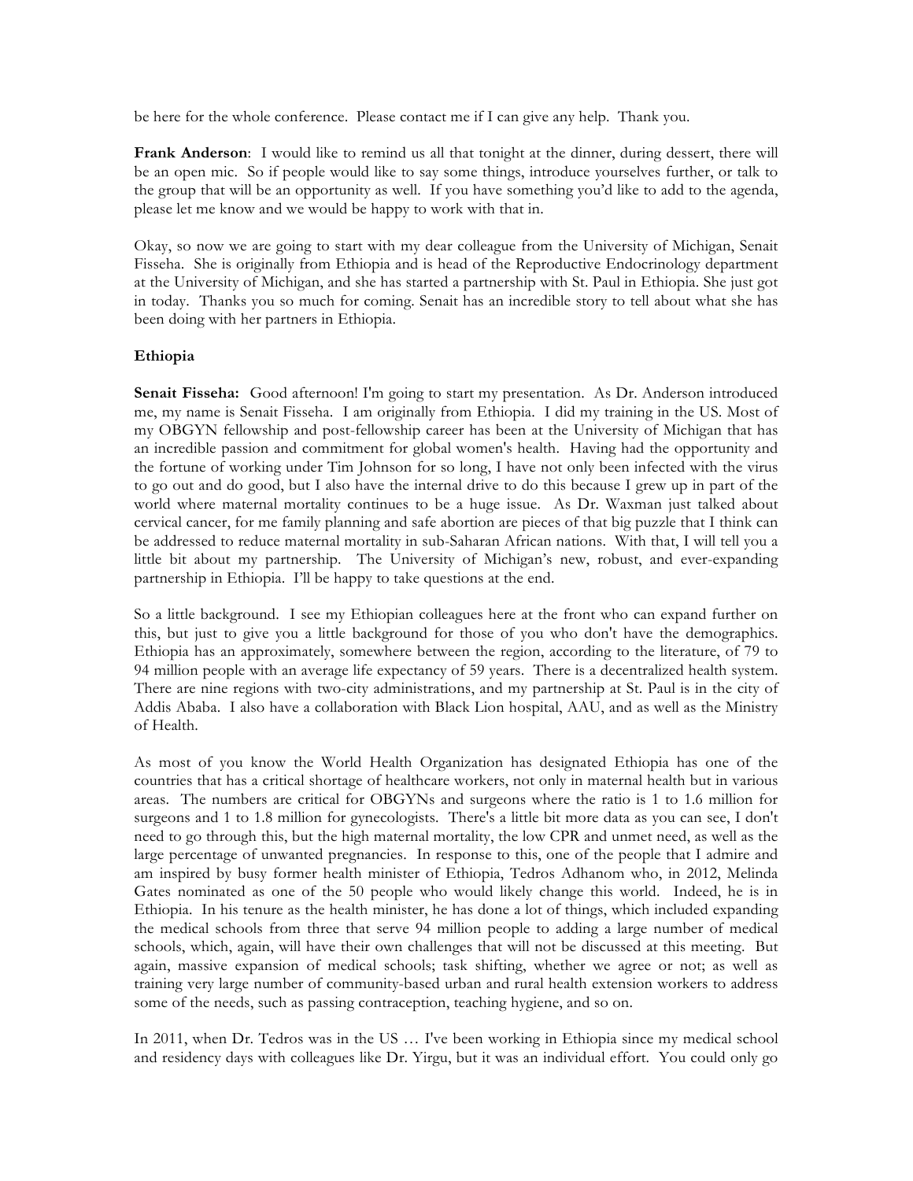be here for the whole conference. Please contact me if I can give any help. Thank you.

**Frank Anderson**: I would like to remind us all that tonight at the dinner, during dessert, there will be an open mic. So if people would like to say some things, introduce yourselves further, or talk to the group that will be an opportunity as well. If you have something you'd like to add to the agenda, please let me know and we would be happy to work with that in.

Okay, so now we are going to start with my dear colleague from the University of Michigan, Senait Fisseha. She is originally from Ethiopia and is head of the Reproductive Endocrinology department at the University of Michigan, and she has started a partnership with St. Paul in Ethiopia. She just got in today. Thanks you so much for coming. Senait has an incredible story to tell about what she has been doing with her partners in Ethiopia.

**Ethiopia**

**Senait Fisseha:** Good afternoon! I'm going to start my presentation. As Dr. Anderson introduced me, my name is Senait Fisseha. I am originally from Ethiopia. I did my training in the US. Most of my OBGYN fellowship and post-fellowship career has been at the University of Michigan that has an incredible passion and commitment for global women's health. Having had the opportunity and the fortune of working under Tim Johnson for so long, I have not only been infected with the virus to go out and do good, but I also have the internal drive to do this because I grew up in part of the world where maternal mortality continues to be a huge issue. As Dr. Waxman just talked about cervical cancer, for me family planning and safe abortion are pieces of that big puzzle that I think can be addressed to reduce maternal mortality in sub-Saharan African nations. With that, I will tell you a little bit about my partnership. The University of Michigan's new, robust, and ever-expanding partnership in Ethiopia. I'll be happy to take questions at the end.

So a little background. I see my Ethiopian colleagues here at the front who can expand further on this, but just to give you a little background for those of you who don't have the demographics. Ethiopia has an approximately, somewhere between the region, according to the literature, of 79 to 94 million people with an average life expectancy of 59 years. There is a decentralized health system. There are nine regions with two-city administrations, and my partnership at St. Paul is in the city of Addis Ababa. I also have a collaboration with Black Lion hospital, AAU, and as well as the Ministry of Health.

As most of you know the World Health Organization has designated Ethiopia has one of the countries that has a critical shortage of healthcare workers, not only in maternal health but in various areas. The numbers are critical for OBGYNs and surgeons where the ratio is 1 to 1.6 million for surgeons and 1 to 1.8 million for gynecologists. There's a little bit more data as you can see, I don't need to go through this, but the high maternal mortality, the low CPR and unmet need, as well as the large percentage of unwanted pregnancies. In response to this, one of the people that I admire and am inspired by busy former health minister of Ethiopia, Tedros Adhanom who, in 2012, Melinda Gates nominated as one of the 50 people who would likely change this world. Indeed, he is in Ethiopia. In his tenure as the health minister, he has done a lot of things, which included expanding the medical schools from three that serve 94 million people to adding a large number of medical schools, which, again, will have their own challenges that will not be discussed at this meeting. But again, massive expansion of medical schools; task shifting, whether we agree or not; as well as training very large number of community-based urban and rural health extension workers to address some of the needs, such as passing contraception, teaching hygiene, and so on.

In 2011, when Dr. Tedros was in the US … I've been working in Ethiopia since my medical school and residency days with colleagues like Dr. Yirgu, but it was an individual effort. You could only go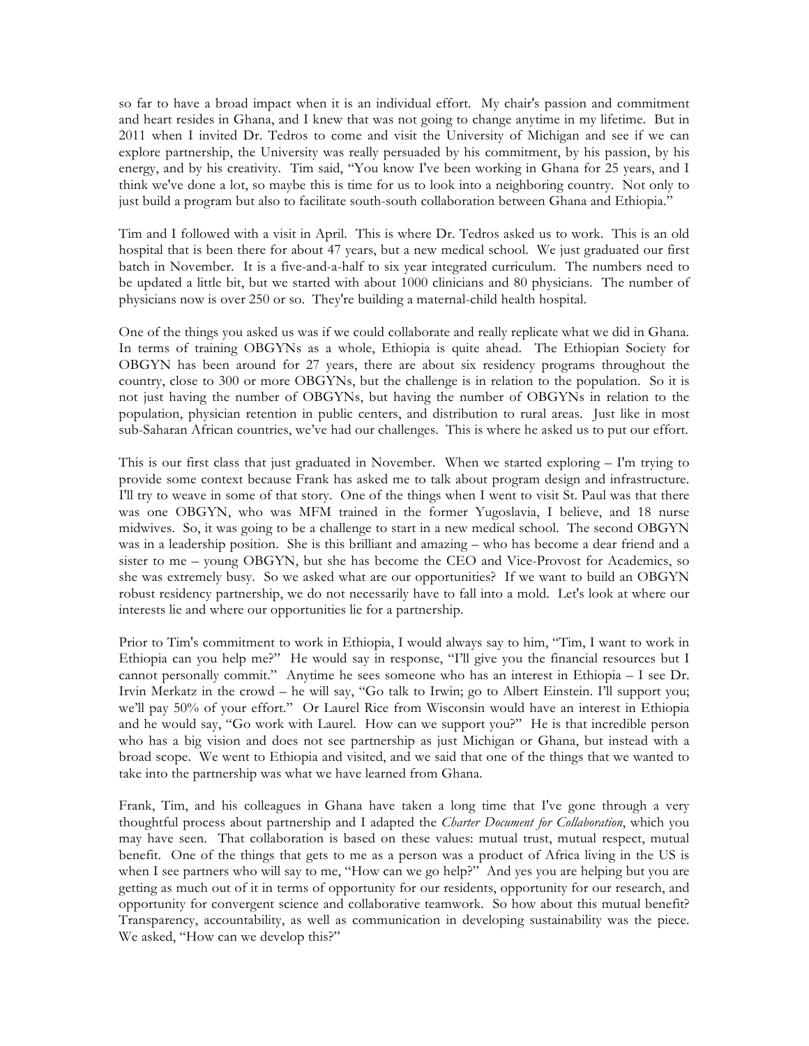so far to have a broad impact when it is an individual effort. My chair's passion and commitment and heart resides in Ghana, and I knew that was not going to change anytime in my lifetime. But in 2011 when I invited Dr. Tedros to come and visit the University of Michigan and see if we can explore partnership, the University was really persuaded by his commitment, by his passion, by his energy, and by his creativity. Tim said, "You know I've been working in Ghana for 25 years, and I think we've done a lot, so maybe this is time for us to look into a neighboring country. Not only to just build a program but also to facilitate south-south collaboration between Ghana and Ethiopia."

Tim and I followed with a visit in April. This is where Dr. Tedros asked us to work. This is an old hospital that is been there for about 47 years, but a new medical school. We just graduated our first batch in November. It is a five-and-a-half to six year integrated curriculum. The numbers need to be updated a little bit, but we started with about 1000 clinicians and 80 physicians. The number of physicians now is over 250 or so. They're building a maternal-child health hospital.

One of the things you asked us was if we could collaborate and really replicate what we did in Ghana. In terms of training OBGYNs as a whole, Ethiopia is quite ahead. The Ethiopian Society for OBGYN has been around for 27 years, there are about six residency programs throughout the country, close to 300 or more OBGYNs, but the challenge is in relation to the population. So it is not just having the number of OBGYNs, but having the number of OBGYNs in relation to the population, physician retention in public centers, and distribution to rural areas. Just like in most sub-Saharan African countries, we've had our challenges. This is where he asked us to put our effort.

This is our first class that just graduated in November. When we started exploring – I'm trying to provide some context because Frank has asked me to talk about program design and infrastructure. I'll try to weave in some of that story. One of the things when I went to visit St. Paul was that there was one OBGYN, who was MFM trained in the former Yugoslavia, I believe, and 18 nurse midwives. So, it was going to be a challenge to start in a new medical school. The second OBGYN was in a leadership position. She is this brilliant and amazing – who has become a dear friend and a sister to me – young OBGYN, but she has become the CEO and Vice-Provost for Academics, so she was extremely busy. So we asked what are our opportunities? If we want to build an OBGYN robust residency partnership, we do not necessarily have to fall into a mold. Let's look at where our interests lie and where our opportunities lie for a partnership.

Prior to Tim's commitment to work in Ethiopia, I would always say to him, "Tim, I want to work in Ethiopia can you help me?" He would say in response, "I'll give you the financial resources but I cannot personally commit." Anytime he sees someone who has an interest in Ethiopia – I see Dr. Irvin Merkatz in the crowd – he will say, "Go talk to Irwin; go to Albert Einstein. I'll support you; we'll pay 50% of your effort." Or Laurel Rice from Wisconsin would have an interest in Ethiopia and he would say, "Go work with Laurel. How can we support you?" He is that incredible person who has a big vision and does not see partnership as just Michigan or Ghana, but instead with a broad scope. We went to Ethiopia and visited, and we said that one of the things that we wanted to take into the partnership was what we have learned from Ghana.

Frank, Tim, and his colleagues in Ghana have taken a long time that I've gone through a very thoughtful process about partnership and I adapted the *Charter Document for Collaboration*, which you may have seen. That collaboration is based on these values: mutual trust, mutual respect, mutual benefit. One of the things that gets to me as a person was a product of Africa living in the US is when I see partners who will say to me, "How can we go help?" And yes you are helping but you are getting as much out of it in terms of opportunity for our residents, opportunity for our research, and opportunity for convergent science and collaborative teamwork. So how about this mutual benefit? Transparency, accountability, as well as communication in developing sustainability was the piece. We asked, "How can we develop this?"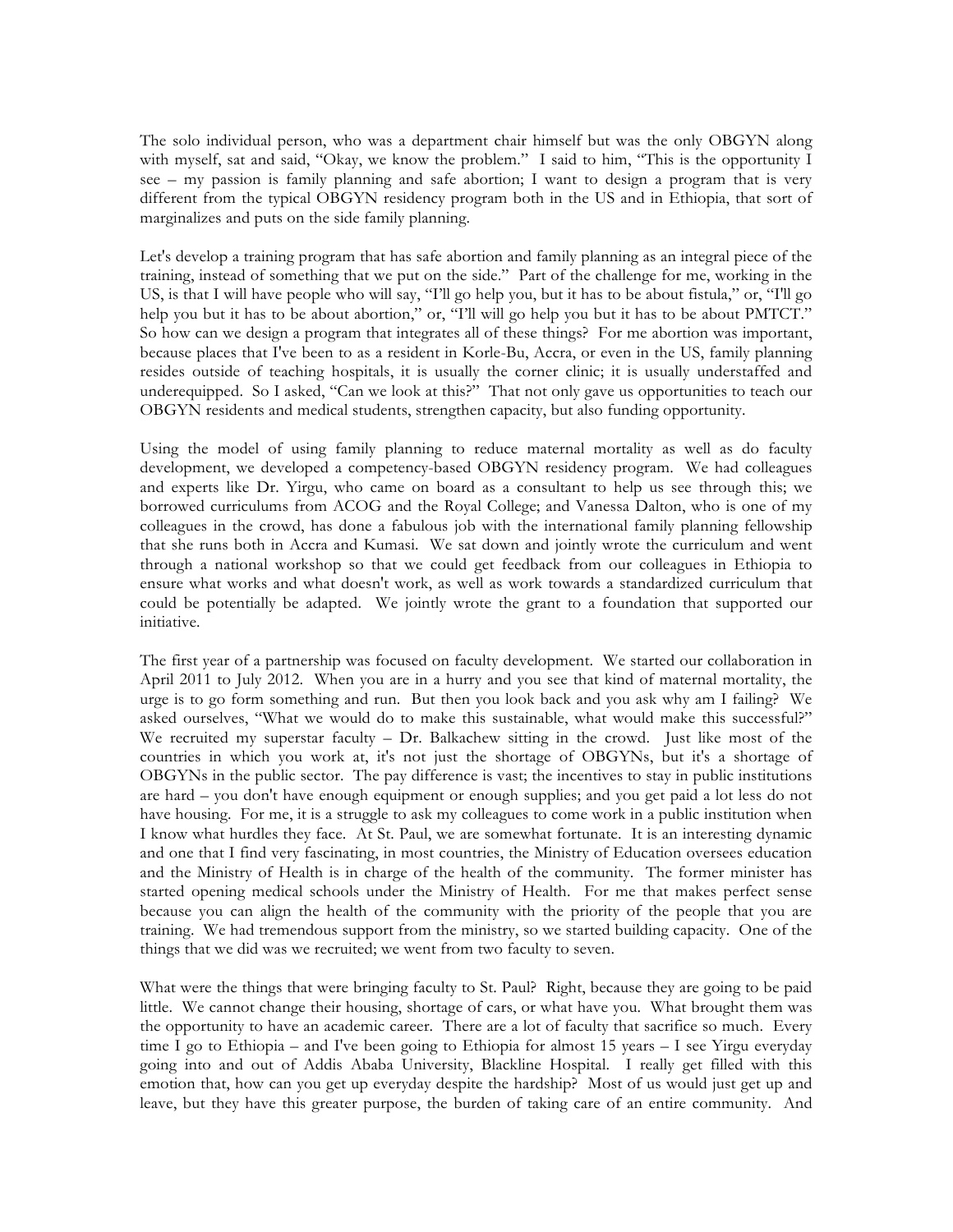The solo individual person, who was a department chair himself but was the only OBGYN along with myself, sat and said, "Okay, we know the problem." I said to him, "This is the opportunity I see – my passion is family planning and safe abortion; I want to design a program that is very different from the typical OBGYN residency program both in the US and in Ethiopia, that sort of marginalizes and puts on the side family planning.

Let's develop a training program that has safe abortion and family planning as an integral piece of the training, instead of something that we put on the side." Part of the challenge for me, working in the US, is that I will have people who will say, "I'll go help you, but it has to be about fistula," or, "I'll go help you but it has to be about abortion," or, "I'll will go help you but it has to be about PMTCT." So how can we design a program that integrates all of these things? For me abortion was important, because places that I've been to as a resident in Korle-Bu, Accra, or even in the US, family planning resides outside of teaching hospitals, it is usually the corner clinic; it is usually understaffed and underequipped. So I asked, "Can we look at this?" That not only gave us opportunities to teach our OBGYN residents and medical students, strengthen capacity, but also funding opportunity.

Using the model of using family planning to reduce maternal mortality as well as do faculty development, we developed a competency-based OBGYN residency program. We had colleagues and experts like Dr. Yirgu, who came on board as a consultant to help us see through this; we borrowed curriculums from ACOG and the Royal College; and Vanessa Dalton, who is one of my colleagues in the crowd, has done a fabulous job with the international family planning fellowship that she runs both in Accra and Kumasi. We sat down and jointly wrote the curriculum and went through a national workshop so that we could get feedback from our colleagues in Ethiopia to ensure what works and what doesn't work, as well as work towards a standardized curriculum that could be potentially be adapted. We jointly wrote the grant to a foundation that supported our initiative.

The first year of a partnership was focused on faculty development. We started our collaboration in April 2011 to July 2012. When you are in a hurry and you see that kind of maternal mortality, the urge is to go form something and run. But then you look back and you ask why am I failing? We asked ourselves, "What we would do to make this sustainable, what would make this successful?" We recruited my superstar faculty – Dr. Balkachew sitting in the crowd. Just like most of the countries in which you work at, it's not just the shortage of OBGYNs, but it's a shortage of OBGYNs in the public sector. The pay difference is vast; the incentives to stay in public institutions are hard – you don't have enough equipment or enough supplies; and you get paid a lot less do not have housing. For me, it is a struggle to ask my colleagues to come work in a public institution when I know what hurdles they face. At St. Paul, we are somewhat fortunate. It is an interesting dynamic and one that I find very fascinating, in most countries, the Ministry of Education oversees education and the Ministry of Health is in charge of the health of the community. The former minister has started opening medical schools under the Ministry of Health. For me that makes perfect sense because you can align the health of the community with the priority of the people that you are training. We had tremendous support from the ministry, so we started building capacity. One of the things that we did was we recruited; we went from two faculty to seven.

What were the things that were bringing faculty to St. Paul? Right, because they are going to be paid little. We cannot change their housing, shortage of cars, or what have you. What brought them was the opportunity to have an academic career. There are a lot of faculty that sacrifice so much. Every time I go to Ethiopia – and I've been going to Ethiopia for almost 15 years – I see Yirgu everyday going into and out of Addis Ababa University, Blackline Hospital. I really get filled with this emotion that, how can you get up everyday despite the hardship? Most of us would just get up and leave, but they have this greater purpose, the burden of taking care of an entire community. And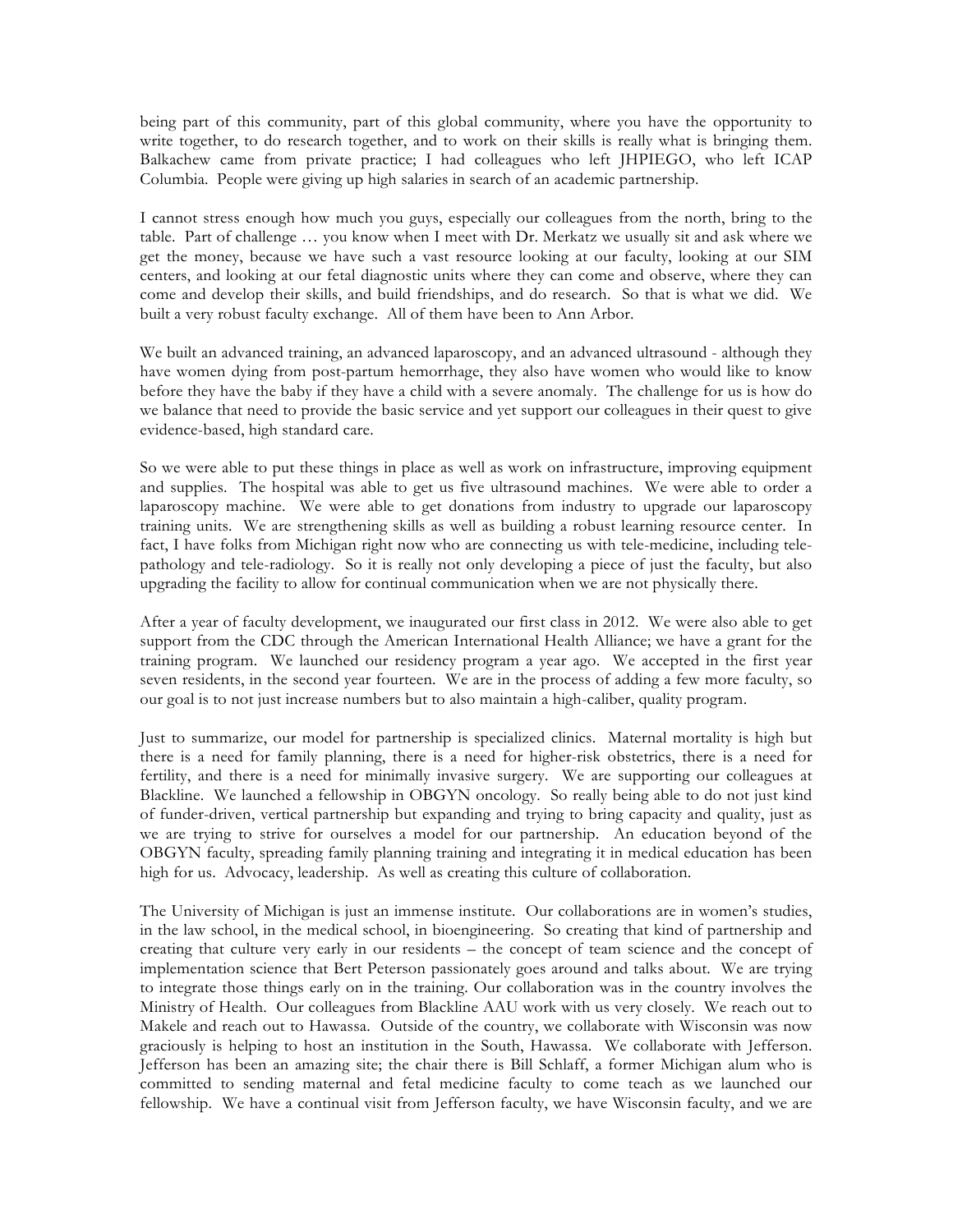being part of this community, part of this global community, where you have the opportunity to write together, to do research together, and to work on their skills is really what is bringing them. Balkachew came from private practice; I had colleagues who left JHPIEGO, who left ICAP Columbia. People were giving up high salaries in search of an academic partnership.

I cannot stress enough how much you guys, especially our colleagues from the north, bring to the table. Part of challenge … you know when I meet with Dr. Merkatz we usually sit and ask where we get the money, because we have such a vast resource looking at our faculty, looking at our SIM centers, and looking at our fetal diagnostic units where they can come and observe, where they can come and develop their skills, and build friendships, and do research. So that is what we did. We built a very robust faculty exchange. All of them have been to Ann Arbor.

We built an advanced training, an advanced laparoscopy, and an advanced ultrasound - although they have women dying from post-partum hemorrhage, they also have women who would like to know before they have the baby if they have a child with a severe anomaly. The challenge for us is how do we balance that need to provide the basic service and yet support our colleagues in their quest to give evidence-based, high standard care.

So we were able to put these things in place as well as work on infrastructure, improving equipment and supplies. The hospital was able to get us five ultrasound machines. We were able to order a laparoscopy machine. We were able to get donations from industry to upgrade our laparoscopy training units. We are strengthening skills as well as building a robust learning resource center. In fact, I have folks from Michigan right now who are connecting us with tele-medicine, including tele-pathology and tele-radiology. So it is really not only developing a piece of just the faculty, but also upgrading the facility to allow for continual communication when we are not physically there.

After a year of faculty development, we inaugurated our first class in 2012. We were also able to get support from the CDC through the American International Health Alliance; we have a grant for the training program. We launched our residency program a year ago. We accepted in the first year seven residents, in the second year fourteen. We are in the process of adding a few more faculty, so our goal is to not just increase numbers but to also maintain a high-caliber, quality program.

Just to summarize, our model for partnership is specialized clinics. Maternal mortality is high but there is a need for family planning, there is a need for higher-risk obstetrics, there is a need for fertility, and there is a need for minimally invasive surgery. We are supporting our colleagues at Blackline. We launched a fellowship in OBGYN oncology. So really being able to do not just kind of funder-driven, vertical partnership but expanding and trying to bring capacity and quality, just as we are trying to strive for ourselves a model for our partnership. An education beyond of the OBGYN faculty, spreading family planning training and integrating it in medical education has been high for us. Advocacy, leadership. As well as creating this culture of collaboration.

The University of Michigan is just an immense institute. Our collaborations are in women's studies, in the law school, in the medical school, in bioengineering. So creating that kind of partnership and creating that culture very early in our residents – the concept of team science and the concept of implementation science that Bert Peterson passionately goes around and talks about. We are trying to integrate those things early on in the training. Our collaboration was in the country involves the Ministry of Health. Our colleagues from Blackline AAU work with us very closely. We reach out to Makele and reach out to Hawassa. Outside of the country, we collaborate with Wisconsin was now graciously is helping to host an institution in the South, Hawassa. We collaborate with Jefferson. Jefferson has been an amazing site; the chair there is Bill Schlaff, a former Michigan alum who is committed to sending maternal and fetal medicine faculty to come teach as we launched our fellowship. We have a continual visit from Jefferson faculty, we have Wisconsin faculty, and we are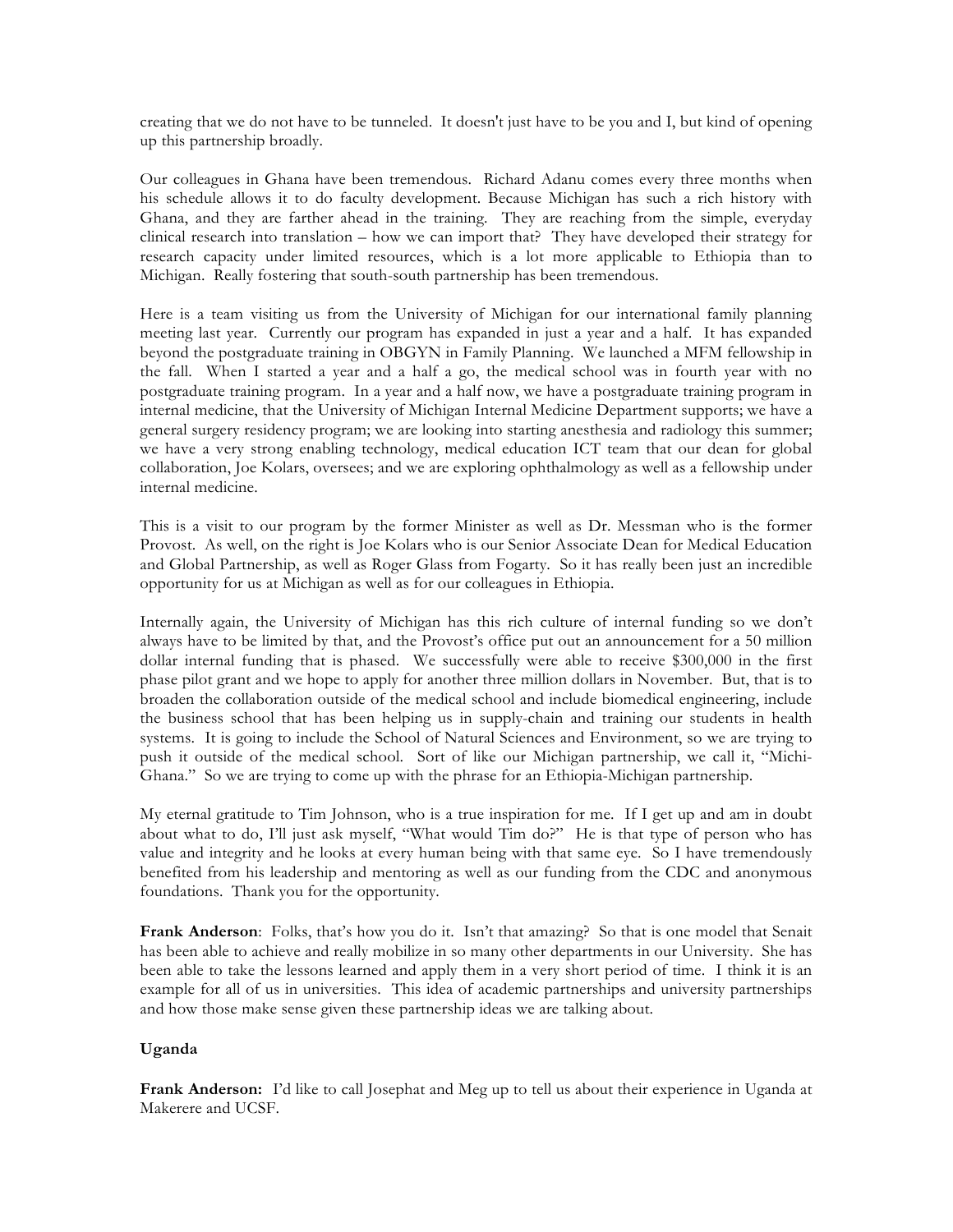creating that we do not have to be tunneled. It doesn't just have to be you and I, but kind of opening up this partnership broadly.

Our colleagues in Ghana have been tremendous. Richard Adanu comes every three months when his schedule allows it to do faculty development. Because Michigan has such a rich history with Ghana, and they are farther ahead in the training. They are reaching from the simple, everyday clinical research into translation – how we can import that? They have developed their strategy for research capacity under limited resources, which is a lot more applicable to Ethiopia than to Michigan. Really fostering that south-south partnership has been tremendous.

Here is a team visiting us from the University of Michigan for our international family planning meeting last year. Currently our program has expanded in just a year and a half. It has expanded beyond the postgraduate training in OBGYN in Family Planning. We launched a MFM fellowship in the fall. When I started a year and a half a go, the medical school was in fourth year with no postgraduate training program. In a year and a half now, we have a postgraduate training program in internal medicine, that the University of Michigan Internal Medicine Department supports; we have a general surgery residency program; we are looking into starting anesthesia and radiology this summer; we have a very strong enabling technology, medical education ICT team that our dean for global collaboration, Joe Kolars, oversees; and we are exploring ophthalmology as well as a fellowship under internal medicine.

This is a visit to our program by the former Minister as well as Dr. Messman who is the former Provost. As well, on the right is Joe Kolars who is our Senior Associate Dean for Medical Education and Global Partnership, as well as Roger Glass from Fogarty. So it has really been just an incredible opportunity for us at Michigan as well as for our colleagues in Ethiopia.

Internally again, the University of Michigan has this rich culture of internal funding so we don't always have to be limited by that, and the Provost's office put out an announcement for a 50 million dollar internal funding that is phased. We successfully were able to receive $300,000 in the first phase pilot grant and we hope to apply for another three million dollars in November. But, that is to broaden the collaboration outside of the medical school and include biomedical engineering, include the business school that has been helping us in supply-chain and training our students in health systems. It is going to include the School of Natural Sciences and Environment, so we are trying to push it outside of the medical school. Sort of like our Michigan partnership, we call it, "Michi-Ghana." So we are trying to come up with the phrase for an Ethiopia-Michigan partnership.

My eternal gratitude to Tim Johnson, who is a true inspiration for me. If I get up and am in doubt about what to do, I'll just ask myself, "What would Tim do?" He is that type of person who has value and integrity and he looks at every human being with that same eye. So I have tremendously benefited from his leadership and mentoring as well as our funding from the CDC and anonymous foundations. Thank you for the opportunity.

**Frank Anderson**: Folks, that's how you do it. Isn't that amazing? So that is one model that Senait has been able to achieve and really mobilize in so many other departments in our University. She has been able to take the lessons learned and apply them in a very short period of time. I think it is an example for all of us in universities. This idea of academic partnerships and university partnerships and how those make sense given these partnership ideas we are talking about.

**Uganda**

**Frank Anderson:** I'd like to call Josephat and Meg up to tell us about their experience in Uganda at Makerere and UCSF.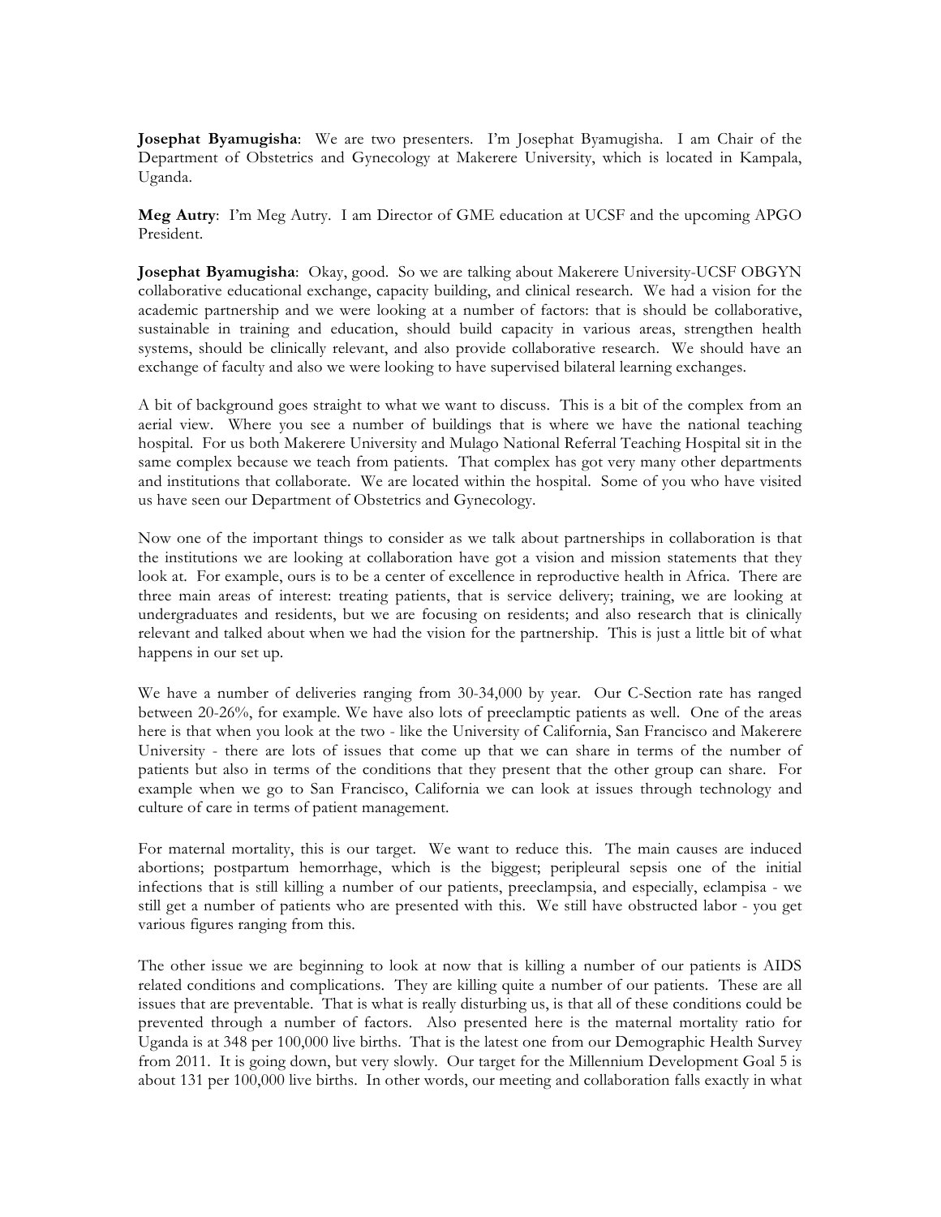**Josephat Byamugisha**: We are two presenters. I'm Josephat Byamugisha. I am Chair of the Department of Obstetrics and Gynecology at Makerere University, which is located in Kampala, Uganda.

**Meg Autry**: I'm Meg Autry. I am Director of GME education at UCSF and the upcoming APGO President.

**Josephat Byamugisha**: Okay, good. So we are talking about Makerere University-UCSF OBGYN collaborative educational exchange, capacity building, and clinical research. We had a vision for the academic partnership and we were looking at a number of factors: that is should be collaborative, sustainable in training and education, should build capacity in various areas, strengthen health systems, should be clinically relevant, and also provide collaborative research. We should have an exchange of faculty and also we were looking to have supervised bilateral learning exchanges.

A bit of background goes straight to what we want to discuss. This is a bit of the complex from an aerial view. Where you see a number of buildings that is where we have the national teaching hospital. For us both Makerere University and Mulago National Referral Teaching Hospital sit in the same complex because we teach from patients. That complex has got very many other departments and institutions that collaborate. We are located within the hospital. Some of you who have visited us have seen our Department of Obstetrics and Gynecology.

Now one of the important things to consider as we talk about partnerships in collaboration is that the institutions we are looking at collaboration have got a vision and mission statements that they look at. For example, ours is to be a center of excellence in reproductive health in Africa. There are three main areas of interest: treating patients, that is service delivery; training, we are looking at undergraduates and residents, but we are focusing on residents; and also research that is clinically relevant and talked about when we had the vision for the partnership. This is just a little bit of what happens in our set up.

We have a number of deliveries ranging from 30-34,000 by year. Our C-Section rate has ranged between 20-26%, for example. We have also lots of preeclamptic patients as well. One of the areas here is that when you look at the two - like the University of California, San Francisco and Makerere University - there are lots of issues that come up that we can share in terms of the number of patients but also in terms of the conditions that they present that the other group can share. For example when we go to San Francisco, California we can look at issues through technology and culture of care in terms of patient management.

For maternal mortality, this is our target. We want to reduce this. The main causes are induced abortions; postpartum hemorrhage, which is the biggest; peripleural sepsis one of the initial infections that is still killing a number of our patients, preeclampsia, and especially, eclampisa - we still get a number of patients who are presented with this. We still have obstructed labor - you get various figures ranging from this.

The other issue we are beginning to look at now that is killing a number of our patients is AIDS related conditions and complications. They are killing quite a number of our patients. These are all issues that are preventable. That is what is really disturbing us, is that all of these conditions could be prevented through a number of factors. Also presented here is the maternal mortality ratio for Uganda is at 348 per 100,000 live births. That is the latest one from our Demographic Health Survey from 2011. It is going down, but very slowly. Our target for the Millennium Development Goal 5 is about 131 per 100,000 live births. In other words, our meeting and collaboration falls exactly in what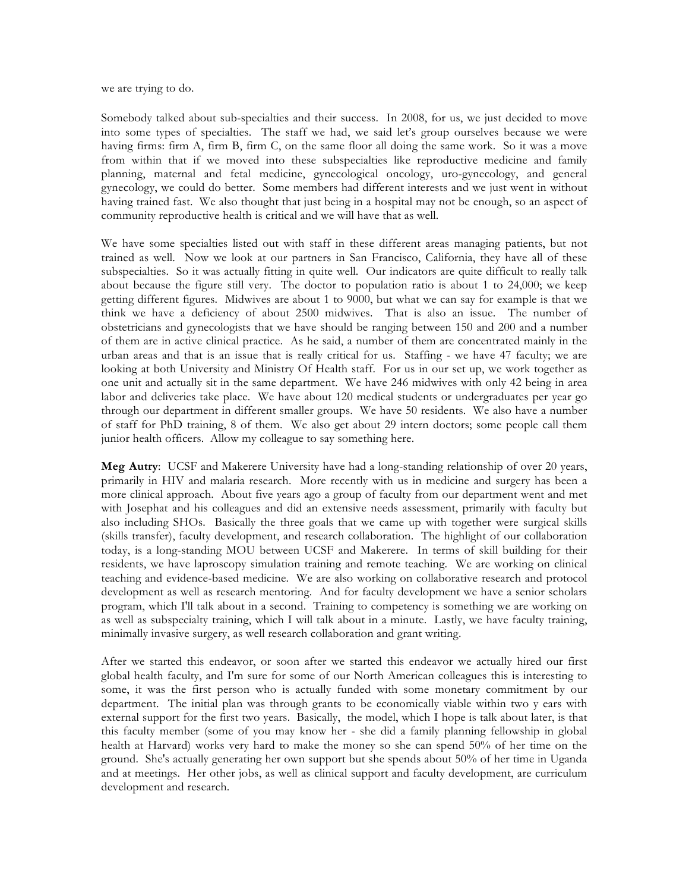we are trying to do.

Somebody talked about sub-specialties and their success. In 2008, for us, we just decided to move into some types of specialties. The staff we had, we said let's group ourselves because we were having firms: firm A, firm B, firm C, on the same floor all doing the same work. So it was a move from within that if we moved into these subspecialties like reproductive medicine and family planning, maternal and fetal medicine, gynecological oncology, uro-gynecology, and general gynecology, we could do better. Some members had different interests and we just went in without having trained fast. We also thought that just being in a hospital may not be enough, so an aspect of community reproductive health is critical and we will have that as well.

We have some specialties listed out with staff in these different areas managing patients, but not trained as well. Now we look at our partners in San Francisco, California, they have all of these subspecialties. So it was actually fitting in quite well. Our indicators are quite difficult to really talk about because the figure still very. The doctor to population ratio is about 1 to 24,000; we keep getting different figures. Midwives are about 1 to 9000, but what we can say for example is that we think we have a deficiency of about 2500 midwives. That is also an issue. The number of obstetricians and gynecologists that we have should be ranging between 150 and 200 and a number of them are in active clinical practice. As he said, a number of them are concentrated mainly in the urban areas and that is an issue that is really critical for us. Staffing - we have 47 faculty; we are looking at both University and Ministry Of Health staff. For us in our set up, we work together as one unit and actually sit in the same department. We have 246 midwives with only 42 being in area labor and deliveries take place. We have about 120 medical students or undergraduates per year go through our department in different smaller groups. We have 50 residents. We also have a number of staff for PhD training, 8 of them. We also get about 29 intern doctors; some people call them junior health officers. Allow my colleague to say something here.

**Meg Autry**: UCSF and Makerere University have had a long-standing relationship of over 20 years, primarily in HIV and malaria research. More recently with us in medicine and surgery has been a more clinical approach. About five years ago a group of faculty from our department went and met with Josephat and his colleagues and did an extensive needs assessment, primarily with faculty but also including SHOs. Basically the three goals that we came up with together were surgical skills (skills transfer), faculty development, and research collaboration. The highlight of our collaboration today, is a long-standing MOU between UCSF and Makerere. In terms of skill building for their residents, we have laproscopy simulation training and remote teaching. We are working on clinical teaching and evidence-based medicine. We are also working on collaborative research and protocol development as well as research mentoring. And for faculty development we have a senior scholars program, which I'll talk about in a second. Training to competency is something we are working on as well as subspecialty training, which I will talk about in a minute. Lastly, we have faculty training, minimally invasive surgery, as well research collaboration and grant writing.

After we started this endeavor, or soon after we started this endeavor we actually hired our first global health faculty, and I'm sure for some of our North American colleagues this is interesting to some, it was the first person who is actually funded with some monetary commitment by our department. The initial plan was through grants to be economically viable within two y ears with external support for the first two years. Basically, the model, which I hope is talk about later, is that this faculty member (some of you may know her - she did a family planning fellowship in global health at Harvard) works very hard to make the money so she can spend 50% of her time on the ground. She's actually generating her own support but she spends about 50% of her time in Uganda and at meetings. Her other jobs, as well as clinical support and faculty development, are curriculum development and research.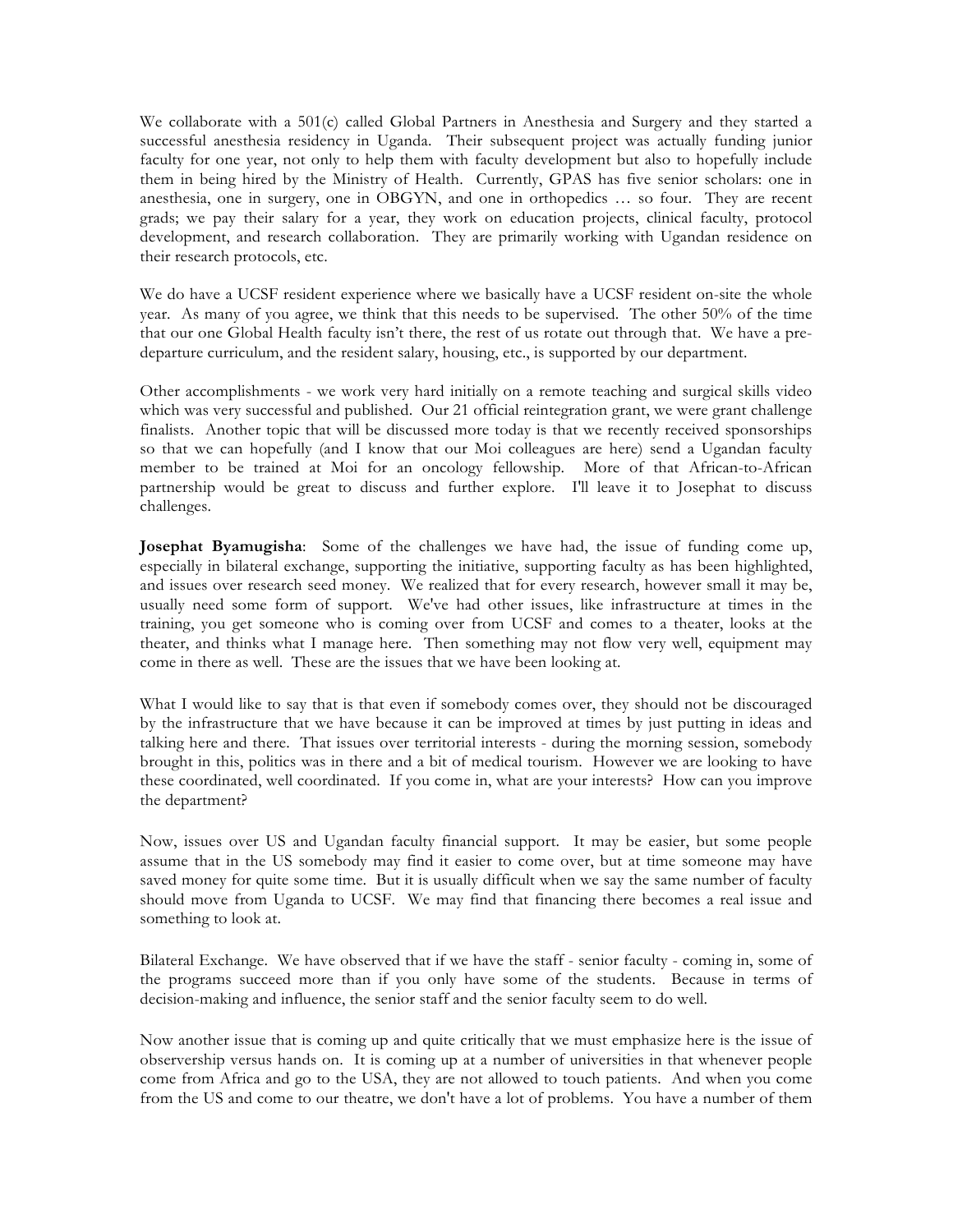We collaborate with a 501(c) called Global Partners in Anesthesia and Surgery and they started a successful anesthesia residency in Uganda. Their subsequent project was actually funding junior faculty for one year, not only to help them with faculty development but also to hopefully include them in being hired by the Ministry of Health. Currently, GPAS has five senior scholars: one in anesthesia, one in surgery, one in OBGYN, and one in orthopedics … so four. They are recent grads; we pay their salary for a year, they work on education projects, clinical faculty, protocol development, and research collaboration. They are primarily working with Ugandan residence on their research protocols, etc.

We do have a UCSF resident experience where we basically have a UCSF resident on-site the whole year. As many of you agree, we think that this needs to be supervised. The other 50% of the time that our one Global Health faculty isn't there, the rest of us rotate out through that. We have a pre-departure curriculum, and the resident salary, housing, etc., is supported by our department.

Other accomplishments - we work very hard initially on a remote teaching and surgical skills video which was very successful and published. Our 21 official reintegration grant, we were grant challenge finalists. Another topic that will be discussed more today is that we recently received sponsorships so that we can hopefully (and I know that our Moi colleagues are here) send a Ugandan faculty member to be trained at Moi for an oncology fellowship. More of that African-to-African partnership would be great to discuss and further explore. I'll leave it to Josephat to discuss challenges.

**Josephat Byamugisha**: Some of the challenges we have had, the issue of funding come up, especially in bilateral exchange, supporting the initiative, supporting faculty as has been highlighted, and issues over research seed money. We realized that for every research, however small it may be, usually need some form of support. We've had other issues, like infrastructure at times in the training, you get someone who is coming over from UCSF and comes to a theater, looks at the theater, and thinks what I manage here. Then something may not flow very well, equipment may come in there as well. These are the issues that we have been looking at.

What I would like to say that is that even if somebody comes over, they should not be discouraged by the infrastructure that we have because it can be improved at times by just putting in ideas and talking here and there. That issues over territorial interests - during the morning session, somebody brought in this, politics was in there and a bit of medical tourism. However we are looking to have these coordinated, well coordinated. If you come in, what are your interests? How can you improve the department?

Now, issues over US and Ugandan faculty financial support. It may be easier, but some people assume that in the US somebody may find it easier to come over, but at time someone may have saved money for quite some time. But it is usually difficult when we say the same number of faculty should move from Uganda to UCSF. We may find that financing there becomes a real issue and something to look at.

Bilateral Exchange. We have observed that if we have the staff - senior faculty - coming in, some of the programs succeed more than if you only have some of the students. Because in terms of decision-making and influence, the senior staff and the senior faculty seem to do well.

Now another issue that is coming up and quite critically that we must emphasize here is the issue of observership versus hands on. It is coming up at a number of universities in that whenever people come from Africa and go to the USA, they are not allowed to touch patients. And when you come from the US and come to our theatre, we don't have a lot of problems. You have a number of them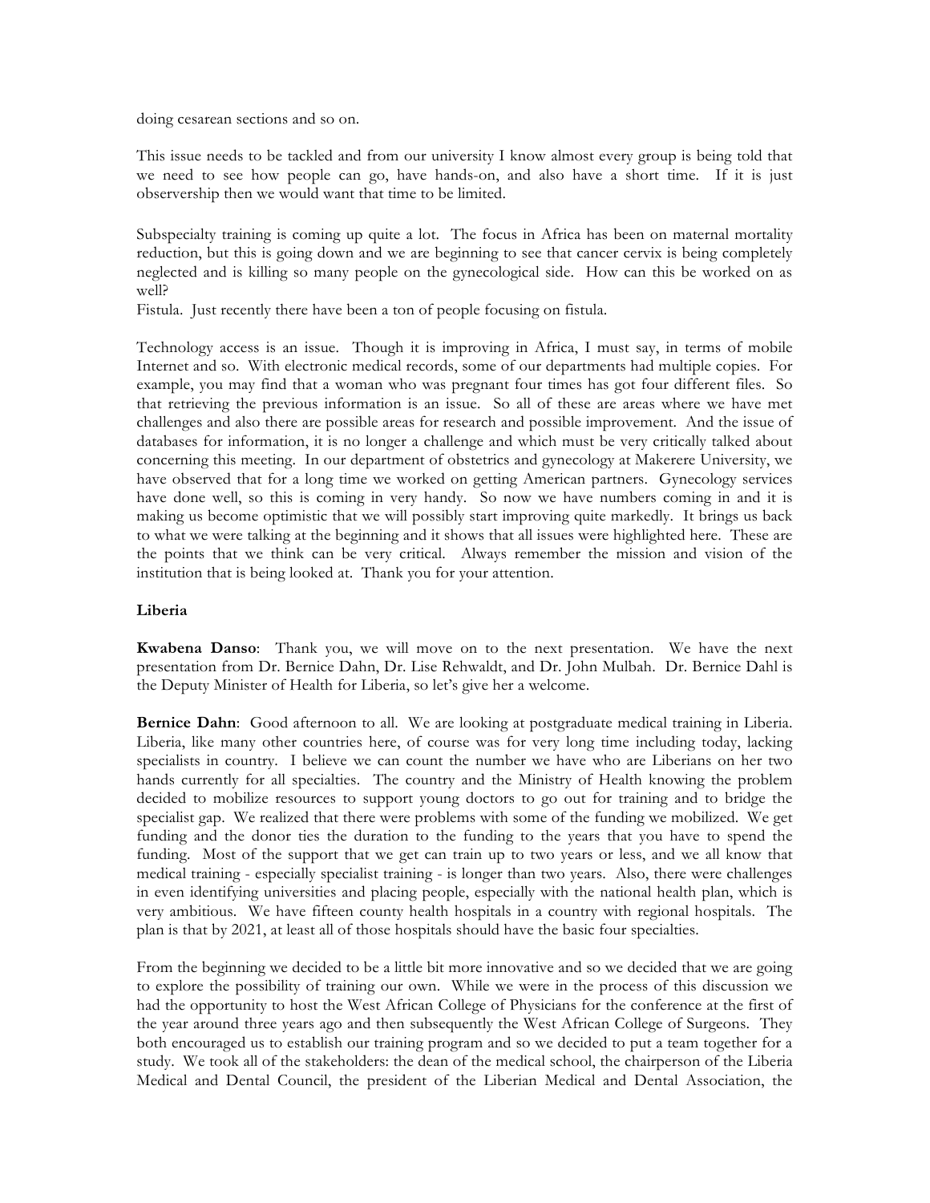doing cesarean sections and so on.

This issue needs to be tackled and from our university I know almost every group is being told that we need to see how people can go, have hands-on, and also have a short time. If it is just observership then we would want that time to be limited.

Subspecialty training is coming up quite a lot. The focus in Africa has been on maternal mortality reduction, but this is going down and we are beginning to see that cancer cervix is being completely neglected and is killing so many people on the gynecological side. How can this be worked on as well?
Fistula. Just recently there have been a ton of people focusing on fistula.

Technology access is an issue. Though it is improving in Africa, I must say, in terms of mobile Internet and so. With electronic medical records, some of our departments had multiple copies. For example, you may find that a woman who was pregnant four times has got four different files. So that retrieving the previous information is an issue. So all of these are areas where we have met challenges and also there are possible areas for research and possible improvement. And the issue of databases for information, it is no longer a challenge and which must be very critically talked about concerning this meeting. In our department of obstetrics and gynecology at Makerere University, we have observed that for a long time we worked on getting American partners. Gynecology services have done well, so this is coming in very handy. So now we have numbers coming in and it is making us become optimistic that we will possibly start improving quite markedly. It brings us back to what we were talking at the beginning and it shows that all issues were highlighted here. These are the points that we think can be very critical. Always remember the mission and vision of the institution that is being looked at. Thank you for your attention.

**Liberia**

**Kwabena Danso**: Thank you, we will move on to the next presentation. We have the next presentation from Dr. Bernice Dahn, Dr. Lise Rehwaldt, and Dr. John Mulbah. Dr. Bernice Dahl is the Deputy Minister of Health for Liberia, so let's give her a welcome.

**Bernice Dahn**: Good afternoon to all. We are looking at postgraduate medical training in Liberia. Liberia, like many other countries here, of course was for very long time including today, lacking specialists in country. I believe we can count the number we have who are Liberians on her two hands currently for all specialties. The country and the Ministry of Health knowing the problem decided to mobilize resources to support young doctors to go out for training and to bridge the specialist gap. We realized that there were problems with some of the funding we mobilized. We get funding and the donor ties the duration to the funding to the years that you have to spend the funding. Most of the support that we get can train up to two years or less, and we all know that medical training - especially specialist training - is longer than two years. Also, there were challenges in even identifying universities and placing people, especially with the national health plan, which is very ambitious. We have fifteen county health hospitals in a country with regional hospitals. The plan is that by 2021, at least all of those hospitals should have the basic four specialties.

From the beginning we decided to be a little bit more innovative and so we decided that we are going to explore the possibility of training our own. While we were in the process of this discussion we had the opportunity to host the West African College of Physicians for the conference at the first of the year around three years ago and then subsequently the West African College of Surgeons. They both encouraged us to establish our training program and so we decided to put a team together for a study. We took all of the stakeholders: the dean of the medical school, the chairperson of the Liberia Medical and Dental Council, the president of the Liberian Medical and Dental Association, the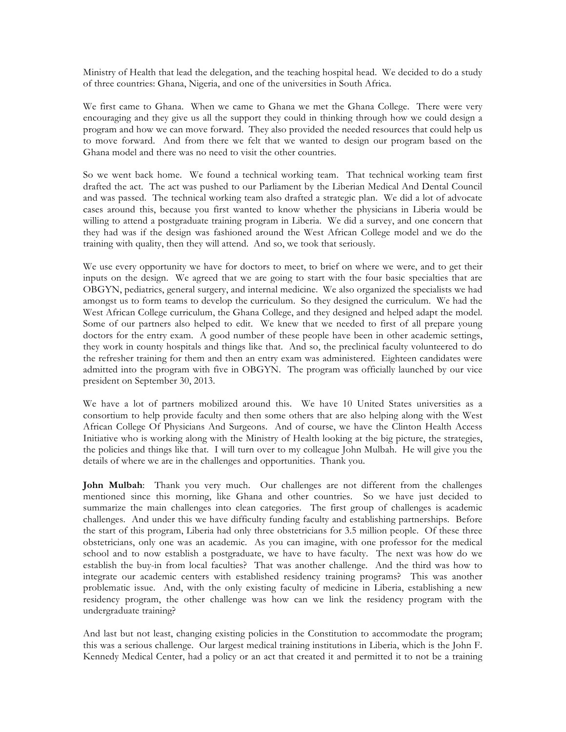Ministry of Health that lead the delegation, and the teaching hospital head. We decided to do a study of three countries: Ghana, Nigeria, and one of the universities in South Africa.

We first came to Ghana. When we came to Ghana we met the Ghana College. There were very encouraging and they give us all the support they could in thinking through how we could design a program and how we can move forward. They also provided the needed resources that could help us to move forward. And from there we felt that we wanted to design our program based on the Ghana model and there was no need to visit the other countries.

So we went back home. We found a technical working team. That technical working team first drafted the act. The act was pushed to our Parliament by the Liberian Medical And Dental Council and was passed. The technical working team also drafted a strategic plan. We did a lot of advocate cases around this, because you first wanted to know whether the physicians in Liberia would be willing to attend a postgraduate training program in Liberia. We did a survey, and one concern that they had was if the design was fashioned around the West African College model and we do the training with quality, then they will attend. And so, we took that seriously.

We use every opportunity we have for doctors to meet, to brief on where we were, and to get their inputs on the design. We agreed that we are going to start with the four basic specialties that are OBGYN, pediatrics, general surgery, and internal medicine. We also organized the specialists we had amongst us to form teams to develop the curriculum. So they designed the curriculum. We had the West African College curriculum, the Ghana College, and they designed and helped adapt the model. Some of our partners also helped to edit. We knew that we needed to first of all prepare young doctors for the entry exam. A good number of these people have been in other academic settings, they work in county hospitals and things like that. And so, the preclinical faculty volunteered to do the refresher training for them and then an entry exam was administered. Eighteen candidates were admitted into the program with five in OBGYN. The program was officially launched by our vice president on September 30, 2013.

We have a lot of partners mobilized around this. We have 10 United States universities as a consortium to help provide faculty and then some others that are also helping along with the West African College Of Physicians And Surgeons. And of course, we have the Clinton Health Access Initiative who is working along with the Ministry of Health looking at the big picture, the strategies, the policies and things like that. I will turn over to my colleague John Mulbah. He will give you the details of where we are in the challenges and opportunities. Thank you.

**John Mulbah**: Thank you very much. Our challenges are not different from the challenges mentioned since this morning, like Ghana and other countries. So we have just decided to summarize the main challenges into clean categories. The first group of challenges is academic challenges. And under this we have difficulty funding faculty and establishing partnerships. Before the start of this program, Liberia had only three obstetricians for 3.5 million people. Of these three obstetricians, only one was an academic. As you can imagine, with one professor for the medical school and to now establish a postgraduate, we have to have faculty. The next was how do we establish the buy-in from local faculties? That was another challenge. And the third was how to integrate our academic centers with established residency training programs? This was another problematic issue. And, with the only existing faculty of medicine in Liberia, establishing a new residency program, the other challenge was how can we link the residency program with the undergraduate training?

And last but not least, changing existing policies in the Constitution to accommodate the program; this was a serious challenge. Our largest medical training institutions in Liberia, which is the John F. Kennedy Medical Center, had a policy or an act that created it and permitted it to not be a training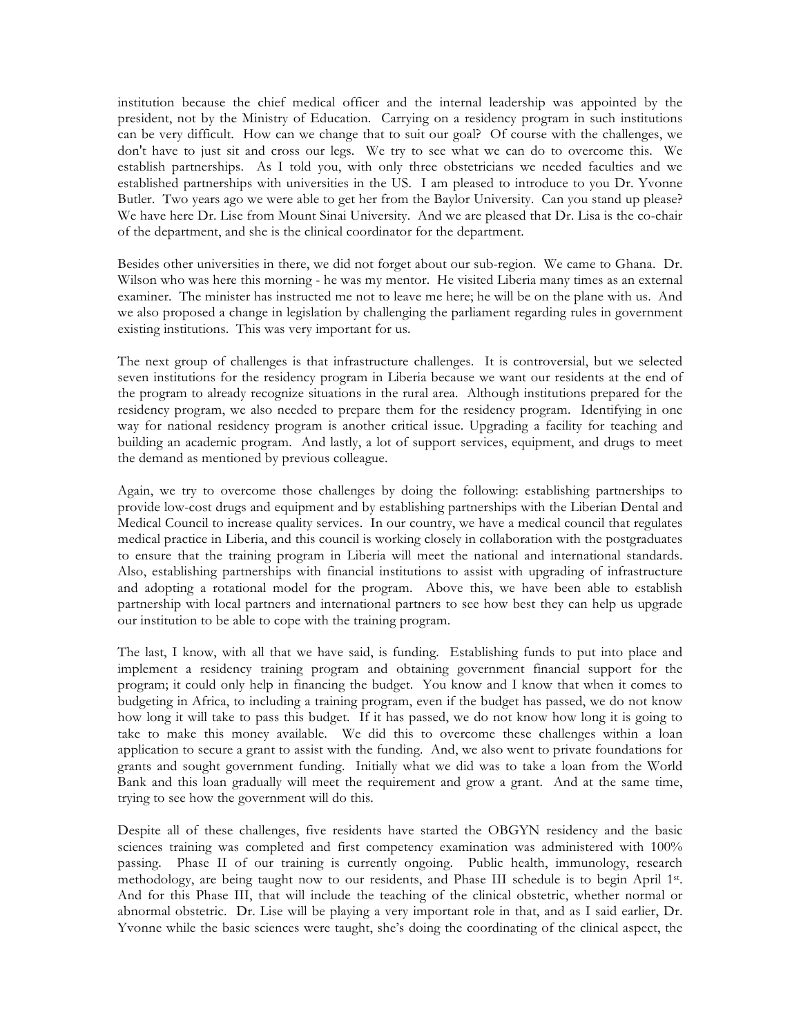institution because the chief medical officer and the internal leadership was appointed by the president, not by the Ministry of Education. Carrying on a residency program in such institutions can be very difficult. How can we change that to suit our goal? Of course with the challenges, we don't have to just sit and cross our legs. We try to see what we can do to overcome this. We establish partnerships. As I told you, with only three obstetricians we needed faculties and we established partnerships with universities in the US. I am pleased to introduce to you Dr. Yvonne Butler. Two years ago we were able to get her from the Baylor University. Can you stand up please? We have here Dr. Lise from Mount Sinai University. And we are pleased that Dr. Lisa is the co-chair of the department, and she is the clinical coordinator for the department.

Besides other universities in there, we did not forget about our sub-region. We came to Ghana. Dr. Wilson who was here this morning - he was my mentor. He visited Liberia many times as an external examiner. The minister has instructed me not to leave me here; he will be on the plane with us. And we also proposed a change in legislation by challenging the parliament regarding rules in government existing institutions. This was very important for us.

The next group of challenges is that infrastructure challenges. It is controversial, but we selected seven institutions for the residency program in Liberia because we want our residents at the end of the program to already recognize situations in the rural area. Although institutions prepared for the residency program, we also needed to prepare them for the residency program. Identifying in one way for national residency program is another critical issue. Upgrading a facility for teaching and building an academic program. And lastly, a lot of support services, equipment, and drugs to meet the demand as mentioned by previous colleague.

Again, we try to overcome those challenges by doing the following: establishing partnerships to provide low-cost drugs and equipment and by establishing partnerships with the Liberian Dental and Medical Council to increase quality services. In our country, we have a medical council that regulates medical practice in Liberia, and this council is working closely in collaboration with the postgraduates to ensure that the training program in Liberia will meet the national and international standards. Also, establishing partnerships with financial institutions to assist with upgrading of infrastructure and adopting a rotational model for the program. Above this, we have been able to establish partnership with local partners and international partners to see how best they can help us upgrade our institution to be able to cope with the training program.

The last, I know, with all that we have said, is funding. Establishing funds to put into place and implement a residency training program and obtaining government financial support for the program; it could only help in financing the budget. You know and I know that when it comes to budgeting in Africa, to including a training program, even if the budget has passed, we do not know how long it will take to pass this budget. If it has passed, we do not know how long it is going to take to make this money available. We did this to overcome these challenges within a loan application to secure a grant to assist with the funding. And, we also went to private foundations for grants and sought government funding. Initially what we did was to take a loan from the World Bank and this loan gradually will meet the requirement and grow a grant. And at the same time, trying to see how the government will do this.

Despite all of these challenges, five residents have started the OBGYN residency and the basic sciences training was completed and first competency examination was administered with 100% passing. Phase II of our training is currently ongoing. Public health, immunology, research methodology, are being taught now to our residents, and Phase III schedule is to begin April 1st. And for this Phase III, that will include the teaching of the clinical obstetric, whether normal or abnormal obstetric. Dr. Lise will be playing a very important role in that, and as I said earlier, Dr. Yvonne while the basic sciences were taught, she's doing the coordinating of the clinical aspect, the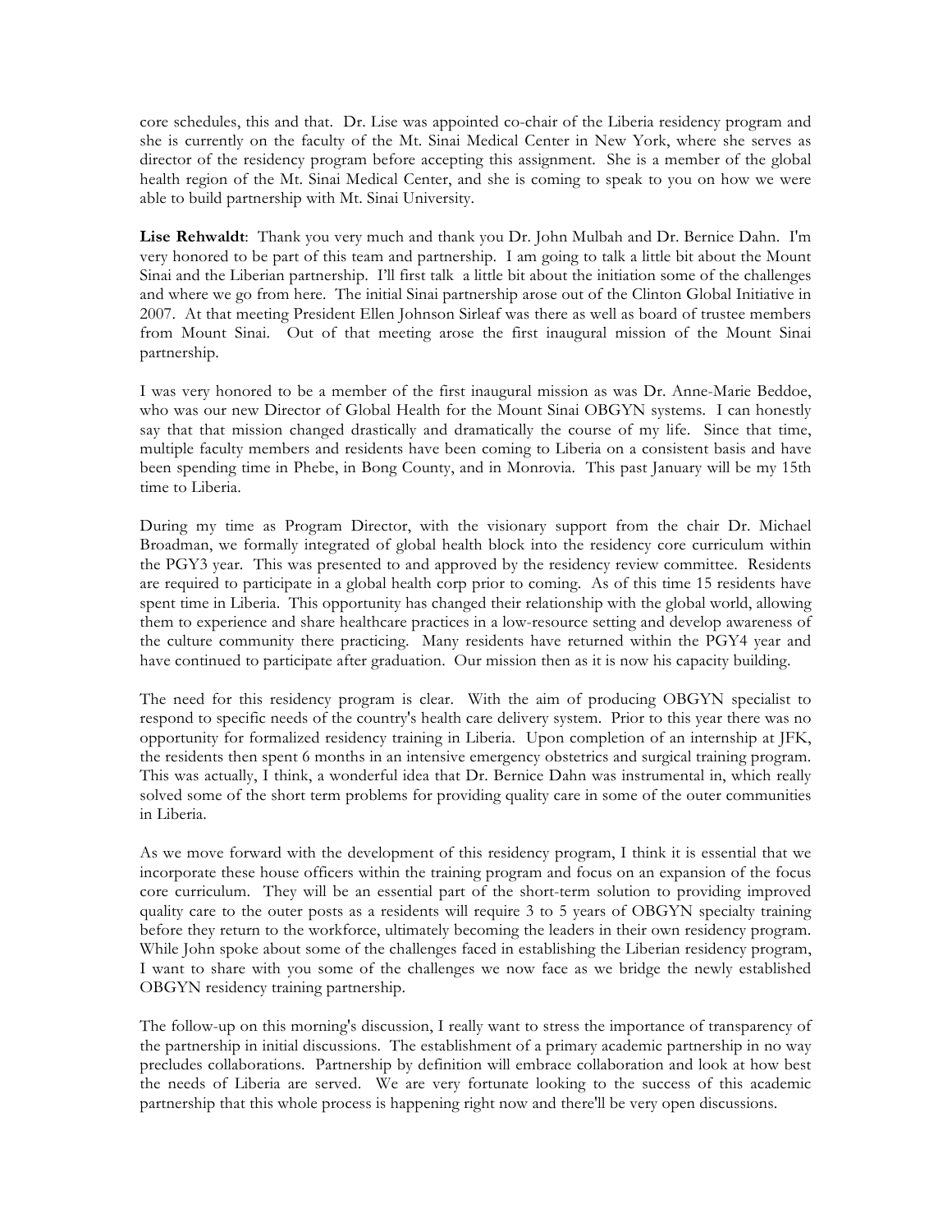core schedules, this and that. Dr. Lise was appointed co-chair of the Liberia residency program and she is currently on the faculty of the Mt. Sinai Medical Center in New York, where she serves as director of the residency program before accepting this assignment. She is a member of the global health region of the Mt. Sinai Medical Center, and she is coming to speak to you on how we were able to build partnership with Mt. Sinai University.

**Lise Rehwaldt**: Thank you very much and thank you Dr. John Mulbah and Dr. Bernice Dahn. I'm very honored to be part of this team and partnership. I am going to talk a little bit about the Mount Sinai and the Liberian partnership. I'll first talk a little bit about the initiation some of the challenges and where we go from here. The initial Sinai partnership arose out of the Clinton Global Initiative in 2007. At that meeting President Ellen Johnson Sirleaf was there as well as board of trustee members from Mount Sinai. Out of that meeting arose the first inaugural mission of the Mount Sinai partnership.

I was very honored to be a member of the first inaugural mission as was Dr. Anne-Marie Beddoe, who was our new Director of Global Health for the Mount Sinai OBGYN systems. I can honestly say that that mission changed drastically and dramatically the course of my life. Since that time, multiple faculty members and residents have been coming to Liberia on a consistent basis and have been spending time in Phebe, in Bong County, and in Monrovia. This past January will be my 15th time to Liberia.

During my time as Program Director, with the visionary support from the chair Dr. Michael Broadman, we formally integrated of global health block into the residency core curriculum within the PGY3 year. This was presented to and approved by the residency review committee. Residents are required to participate in a global health corp prior to coming. As of this time 15 residents have spent time in Liberia. This opportunity has changed their relationship with the global world, allowing them to experience and share healthcare practices in a low-resource setting and develop awareness of the culture community there practicing. Many residents have returned within the PGY4 year and have continued to participate after graduation. Our mission then as it is now his capacity building.

The need for this residency program is clear. With the aim of producing OBGYN specialist to respond to specific needs of the country's health care delivery system. Prior to this year there was no opportunity for formalized residency training in Liberia. Upon completion of an internship at JFK, the residents then spent 6 months in an intensive emergency obstetrics and surgical training program. This was actually, I think, a wonderful idea that Dr. Bernice Dahn was instrumental in, which really solved some of the short term problems for providing quality care in some of the outer communities in Liberia.

As we move forward with the development of this residency program, I think it is essential that we incorporate these house officers within the training program and focus on an expansion of the focus core curriculum. They will be an essential part of the short-term solution to providing improved quality care to the outer posts as a residents will require 3 to 5 years of OBGYN specialty training before they return to the workforce, ultimately becoming the leaders in their own residency program. While John spoke about some of the challenges faced in establishing the Liberian residency program, I want to share with you some of the challenges we now face as we bridge the newly established OBGYN residency training partnership.

The follow-up on this morning's discussion, I really want to stress the importance of transparency of the partnership in initial discussions. The establishment of a primary academic partnership in no way precludes collaborations. Partnership by definition will embrace collaboration and look at how best the needs of Liberia are served. We are very fortunate looking to the success of this academic partnership that this whole process is happening right now and there'll be very open discussions.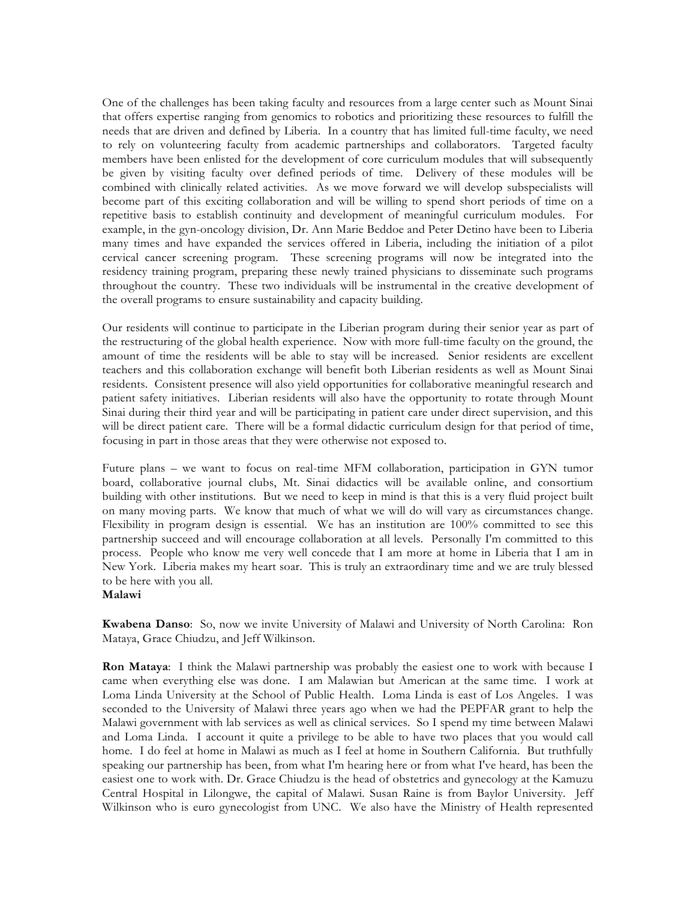One of the challenges has been taking faculty and resources from a large center such as Mount Sinai that offers expertise ranging from genomics to robotics and prioritizing these resources to fulfill the needs that are driven and defined by Liberia. In a country that has limited full-time faculty, we need to rely on volunteering faculty from academic partnerships and collaborators. Targeted faculty members have been enlisted for the development of core curriculum modules that will subsequently be given by visiting faculty over defined periods of time. Delivery of these modules will be combined with clinically related activities. As we move forward we will develop subspecialists will become part of this exciting collaboration and will be willing to spend short periods of time on a repetitive basis to establish continuity and development of meaningful curriculum modules. For example, in the gyn-oncology division, Dr. Ann Marie Beddoe and Peter Detino have been to Liberia many times and have expanded the services offered in Liberia, including the initiation of a pilot cervical cancer screening program. These screening programs will now be integrated into the residency training program, preparing these newly trained physicians to disseminate such programs throughout the country. These two individuals will be instrumental in the creative development of the overall programs to ensure sustainability and capacity building.

Our residents will continue to participate in the Liberian program during their senior year as part of the restructuring of the global health experience. Now with more full-time faculty on the ground, the amount of time the residents will be able to stay will be increased. Senior residents are excellent teachers and this collaboration exchange will benefit both Liberian residents as well as Mount Sinai residents. Consistent presence will also yield opportunities for collaborative meaningful research and patient safety initiatives. Liberian residents will also have the opportunity to rotate through Mount Sinai during their third year and will be participating in patient care under direct supervision, and this will be direct patient care. There will be a formal didactic curriculum design for that period of time, focusing in part in those areas that they were otherwise not exposed to.

Future plans – we want to focus on real-time MFM collaboration, participation in GYN tumor board, collaborative journal clubs, Mt. Sinai didactics will be available online, and consortium building with other institutions. But we need to keep in mind is that this is a very fluid project built on many moving parts. We know that much of what we will do will vary as circumstances change. Flexibility in program design is essential. We has an institution are 100% committed to see this partnership succeed and will encourage collaboration at all levels. Personally I'm committed to this process. People who know me very well concede that I am more at home in Liberia that I am in New York. Liberia makes my heart soar. This is truly an extraordinary time and we are truly blessed to be here with you all.

**Malawi**

**Kwabena Danso**: So, now we invite University of Malawi and University of North Carolina: Ron Mataya, Grace Chiudzu, and Jeff Wilkinson.

**Ron Mataya**: I think the Malawi partnership was probably the easiest one to work with because I came when everything else was done. I am Malawian but American at the same time. I work at Loma Linda University at the School of Public Health. Loma Linda is east of Los Angeles. I was seconded to the University of Malawi three years ago when we had the PEPFAR grant to help the Malawi government with lab services as well as clinical services. So I spend my time between Malawi and Loma Linda. I account it quite a privilege to be able to have two places that you would call home. I do feel at home in Malawi as much as I feel at home in Southern California. But truthfully speaking our partnership has been, from what I'm hearing here or from what I've heard, has been the easiest one to work with. Dr. Grace Chiudzu is the head of obstetrics and gynecology at the Kamuzu Central Hospital in Lilongwe, the capital of Malawi. Susan Raine is from Baylor University. Jeff Wilkinson who is euro gynecologist from UNC. We also have the Ministry of Health represented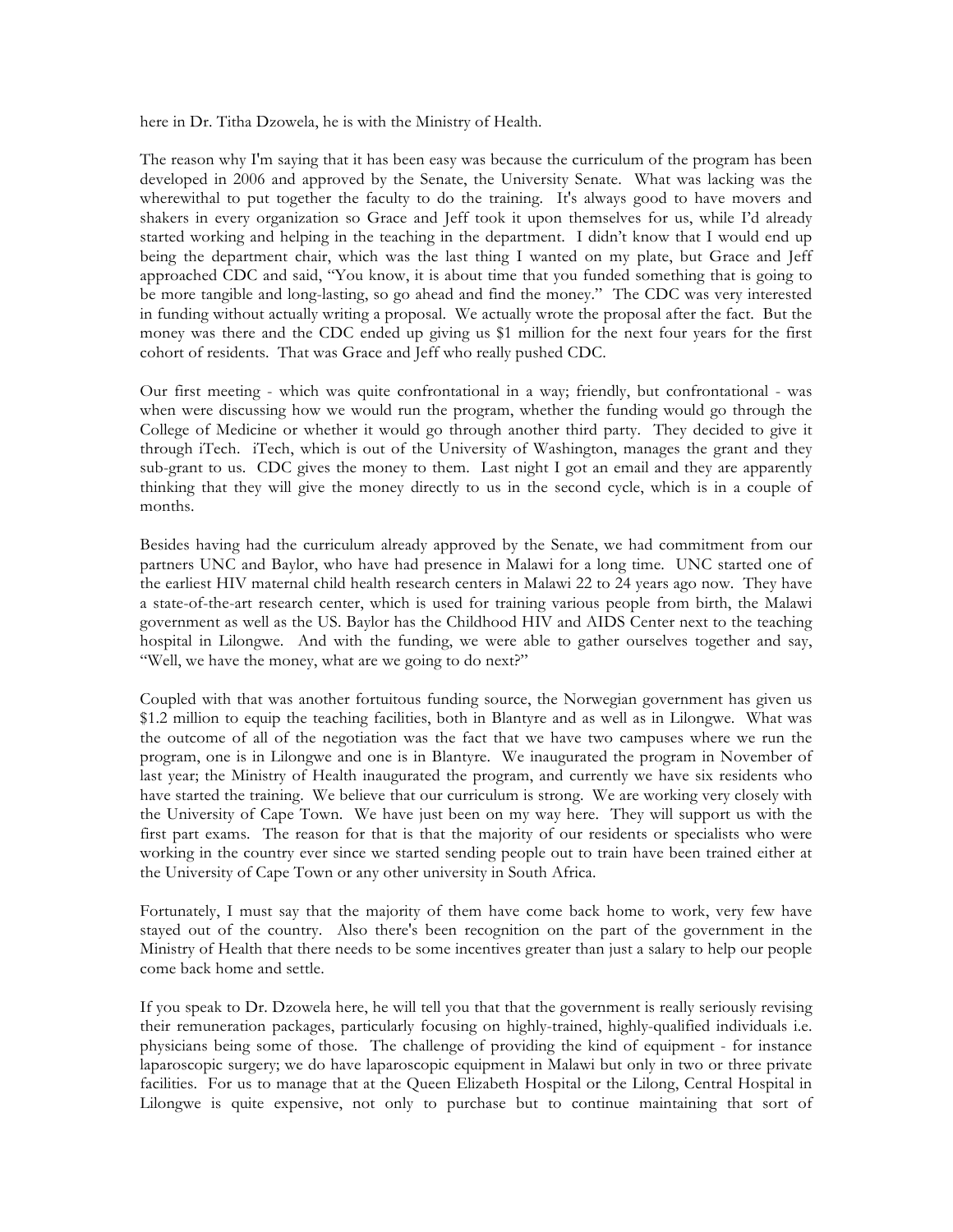here in Dr. Titha Dzowela, he is with the Ministry of Health.

The reason why I'm saying that it has been easy was because the curriculum of the program has been developed in 2006 and approved by the Senate, the University Senate. What was lacking was the wherewithal to put together the faculty to do the training. It's always good to have movers and shakers in every organization so Grace and Jeff took it upon themselves for us, while I'd already started working and helping in the teaching in the department. I didn't know that I would end up being the department chair, which was the last thing I wanted on my plate, but Grace and Jeff approached CDC and said, "You know, it is about time that you funded something that is going to be more tangible and long-lasting, so go ahead and find the money." The CDC was very interested in funding without actually writing a proposal. We actually wrote the proposal after the fact. But the money was there and the CDC ended up giving us $1 million for the next four years for the first cohort of residents. That was Grace and Jeff who really pushed CDC.

Our first meeting - which was quite confrontational in a way; friendly, but confrontational - was when were discussing how we would run the program, whether the funding would go through the College of Medicine or whether it would go through another third party. They decided to give it through iTech. iTech, which is out of the University of Washington, manages the grant and they sub-grant to us. CDC gives the money to them. Last night I got an email and they are apparently thinking that they will give the money directly to us in the second cycle, which is in a couple of months.

Besides having had the curriculum already approved by the Senate, we had commitment from our partners UNC and Baylor, who have had presence in Malawi for a long time. UNC started one of the earliest HIV maternal child health research centers in Malawi 22 to 24 years ago now. They have a state-of-the-art research center, which is used for training various people from birth, the Malawi government as well as the US. Baylor has the Childhood HIV and AIDS Center next to the teaching hospital in Lilongwe. And with the funding, we were able to gather ourselves together and say, "Well, we have the money, what are we going to do next?"

Coupled with that was another fortuitous funding source, the Norwegian government has given us $1.2 million to equip the teaching facilities, both in Blantyre and as well as in Lilongwe. What was the outcome of all of the negotiation was the fact that we have two campuses where we run the program, one is in Lilongwe and one is in Blantyre. We inaugurated the program in November of last year; the Ministry of Health inaugurated the program, and currently we have six residents who have started the training. We believe that our curriculum is strong. We are working very closely with the University of Cape Town. We have just been on my way here. They will support us with the first part exams. The reason for that is that the majority of our residents or specialists who were working in the country ever since we started sending people out to train have been trained either at the University of Cape Town or any other university in South Africa.

Fortunately, I must say that the majority of them have come back home to work, very few have stayed out of the country. Also there's been recognition on the part of the government in the Ministry of Health that there needs to be some incentives greater than just a salary to help our people come back home and settle.

If you speak to Dr. Dzowela here, he will tell you that that the government is really seriously revising their remuneration packages, particularly focusing on highly-trained, highly-qualified individuals i.e. physicians being some of those. The challenge of providing the kind of equipment - for instance laparoscopic surgery; we do have laparoscopic equipment in Malawi but only in two or three private facilities. For us to manage that at the Queen Elizabeth Hospital or the Lilong, Central Hospital in Lilongwe is quite expensive, not only to purchase but to continue maintaining that sort of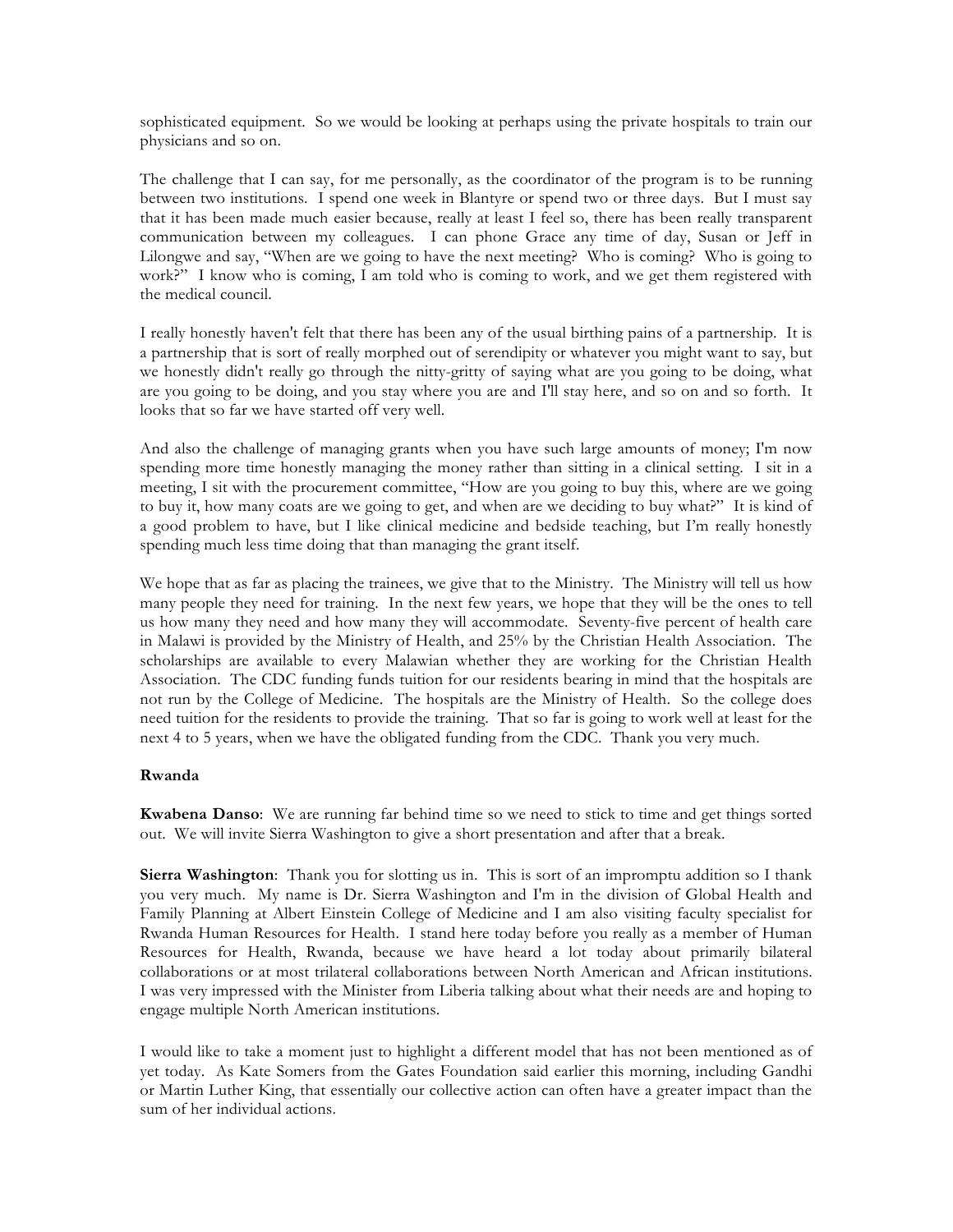sophisticated equipment. So we would be looking at perhaps using the private hospitals to train our physicians and so on.

The challenge that I can say, for me personally, as the coordinator of the program is to be running between two institutions. I spend one week in Blantyre or spend two or three days. But I must say that it has been made much easier because, really at least I feel so, there has been really transparent communication between my colleagues. I can phone Grace any time of day, Susan or Jeff in Lilongwe and say, "When are we going to have the next meeting? Who is coming? Who is going to work?" I know who is coming, I am told who is coming to work, and we get them registered with the medical council.

I really honestly haven't felt that there has been any of the usual birthing pains of a partnership. It is a partnership that is sort of really morphed out of serendipity or whatever you might want to say, but we honestly didn't really go through the nitty-gritty of saying what are you going to be doing, what are you going to be doing, and you stay where you are and I'll stay here, and so on and so forth. It looks that so far we have started off very well.

And also the challenge of managing grants when you have such large amounts of money; I'm now spending more time honestly managing the money rather than sitting in a clinical setting. I sit in a meeting, I sit with the procurement committee, "How are you going to buy this, where are we going to buy it, how many coats are we going to get, and when are we deciding to buy what?" It is kind of a good problem to have, but I like clinical medicine and bedside teaching, but I'm really honestly spending much less time doing that than managing the grant itself.

We hope that as far as placing the trainees, we give that to the Ministry. The Ministry will tell us how many people they need for training. In the next few years, we hope that they will be the ones to tell us how many they need and how many they will accommodate. Seventy-five percent of health care in Malawi is provided by the Ministry of Health, and 25% by the Christian Health Association. The scholarships are available to every Malawian whether they are working for the Christian Health Association. The CDC funding funds tuition for our residents bearing in mind that the hospitals are not run by the College of Medicine. The hospitals are the Ministry of Health. So the college does need tuition for the residents to provide the training. That so far is going to work well at least for the next 4 to 5 years, when we have the obligated funding from the CDC. Thank you very much.

**Rwanda**

**Kwabena Danso**: We are running far behind time so we need to stick to time and get things sorted out. We will invite Sierra Washington to give a short presentation and after that a break.

**Sierra Washington**: Thank you for slotting us in. This is sort of an impromptu addition so I thank you very much. My name is Dr. Sierra Washington and I'm in the division of Global Health and Family Planning at Albert Einstein College of Medicine and I am also visiting faculty specialist for Rwanda Human Resources for Health. I stand here today before you really as a member of Human Resources for Health, Rwanda, because we have heard a lot today about primarily bilateral collaborations or at most trilateral collaborations between North American and African institutions. I was very impressed with the Minister from Liberia talking about what their needs are and hoping to engage multiple North American institutions.

I would like to take a moment just to highlight a different model that has not been mentioned as of yet today. As Kate Somers from the Gates Foundation said earlier this morning, including Gandhi or Martin Luther King, that essentially our collective action can often have a greater impact than the sum of her individual actions.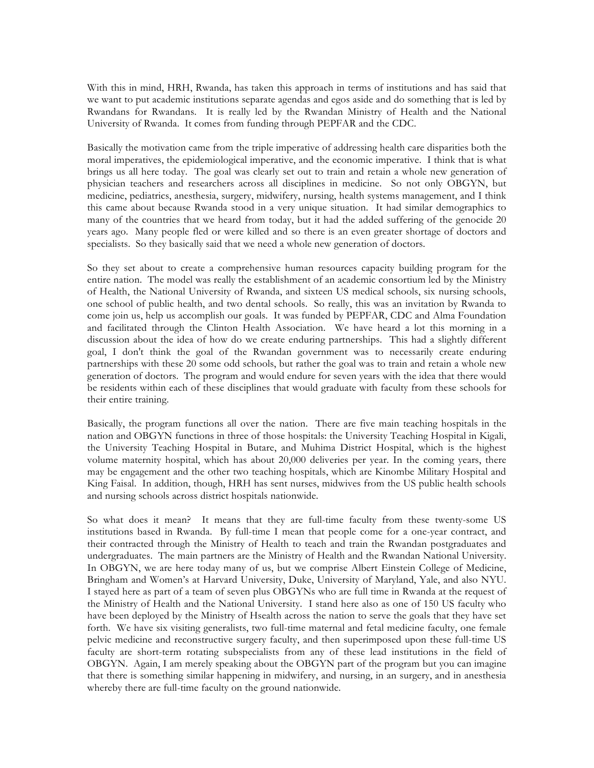With this in mind, HRH, Rwanda, has taken this approach in terms of institutions and has said that we want to put academic institutions separate agendas and egos aside and do something that is led by Rwandans for Rwandans. It is really led by the Rwandan Ministry of Health and the National University of Rwanda. It comes from funding through PEPFAR and the CDC.

Basically the motivation came from the triple imperative of addressing health care disparities both the moral imperatives, the epidemiological imperative, and the economic imperative. I think that is what brings us all here today. The goal was clearly set out to train and retain a whole new generation of physician teachers and researchers across all disciplines in medicine. So not only OBGYN, but medicine, pediatrics, anesthesia, surgery, midwifery, nursing, health systems management, and I think this came about because Rwanda stood in a very unique situation. It had similar demographics to many of the countries that we heard from today, but it had the added suffering of the genocide 20 years ago. Many people fled or were killed and so there is an even greater shortage of doctors and specialists. So they basically said that we need a whole new generation of doctors.

So they set about to create a comprehensive human resources capacity building program for the entire nation. The model was really the establishment of an academic consortium led by the Ministry of Health, the National University of Rwanda, and sixteen US medical schools, six nursing schools, one school of public health, and two dental schools. So really, this was an invitation by Rwanda to come join us, help us accomplish our goals. It was funded by PEPFAR, CDC and Alma Foundation and facilitated through the Clinton Health Association. We have heard a lot this morning in a discussion about the idea of how do we create enduring partnerships. This had a slightly different goal, I don't think the goal of the Rwandan government was to necessarily create enduring partnerships with these 20 some odd schools, but rather the goal was to train and retain a whole new generation of doctors. The program and would endure for seven years with the idea that there would be residents within each of these disciplines that would graduate with faculty from these schools for their entire training.

Basically, the program functions all over the nation. There are five main teaching hospitals in the nation and OBGYN functions in three of those hospitals: the University Teaching Hospital in Kigali, the University Teaching Hospital in Butare, and Muhima District Hospital, which is the highest volume maternity hospital, which has about 20,000 deliveries per year. In the coming years, there may be engagement and the other two teaching hospitals, which are Kinombe Military Hospital and King Faisal. In addition, though, HRH has sent nurses, midwives from the US public health schools and nursing schools across district hospitals nationwide.

So what does it mean? It means that they are full-time faculty from these twenty-some US institutions based in Rwanda. By full-time I mean that people come for a one-year contract, and their contracted through the Ministry of Health to teach and train the Rwandan postgraduates and undergraduates. The main partners are the Ministry of Health and the Rwandan National University. In OBGYN, we are here today many of us, but we comprise Albert Einstein College of Medicine, Bringham and Women's at Harvard University, Duke, University of Maryland, Yale, and also NYU. I stayed here as part of a team of seven plus OBGYNs who are full time in Rwanda at the request of the Ministry of Health and the National University. I stand here also as one of 150 US faculty who have been deployed by the Ministry of Hsealth across the nation to serve the goals that they have set forth. We have six visiting generalists, two full-time maternal and fetal medicine faculty, one female pelvic medicine and reconstructive surgery faculty, and then superimposed upon these full-time US faculty are short-term rotating subspecialists from any of these lead institutions in the field of OBGYN. Again, I am merely speaking about the OBGYN part of the program but you can imagine that there is something similar happening in midwifery, and nursing, in an surgery, and in anesthesia whereby there are full-time faculty on the ground nationwide.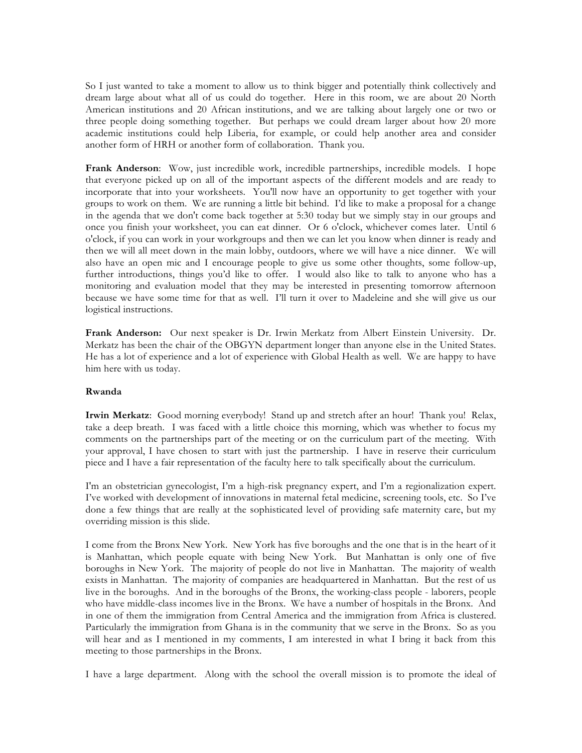So I just wanted to take a moment to allow us to think bigger and potentially think collectively and dream large about what all of us could do together. Here in this room, we are about 20 North American institutions and 20 African institutions, and we are talking about largely one or two or three people doing something together. But perhaps we could dream larger about how 20 more academic institutions could help Liberia, for example, or could help another area and consider another form of HRH or another form of collaboration. Thank you.

**Frank Anderson**: Wow, just incredible work, incredible partnerships, incredible models. I hope that everyone picked up on all of the important aspects of the different models and are ready to incorporate that into your worksheets. You'll now have an opportunity to get together with your groups to work on them. We are running a little bit behind. I'd like to make a proposal for a change in the agenda that we don't come back together at 5:30 today but we simply stay in our groups and once you finish your worksheet, you can eat dinner. Or 6 o'clock, whichever comes later. Until 6 o'clock, if you can work in your workgroups and then we can let you know when dinner is ready and then we will all meet down in the main lobby, outdoors, where we will have a nice dinner. We will also have an open mic and I encourage people to give us some other thoughts, some follow-up, further introductions, things you'd like to offer. I would also like to talk to anyone who has a monitoring and evaluation model that they may be interested in presenting tomorrow afternoon because we have some time for that as well. I'll turn it over to Madeleine and she will give us our logistical instructions.

**Frank Anderson:** Our next speaker is Dr. Irwin Merkatz from Albert Einstein University. Dr. Merkatz has been the chair of the OBGYN department longer than anyone else in the United States. He has a lot of experience and a lot of experience with Global Health as well. We are happy to have him here with us today.

**Rwanda**

**Irwin Merkatz**: Good morning everybody! Stand up and stretch after an hour! Thank you! Relax, take a deep breath. I was faced with a little choice this morning, which was whether to focus my comments on the partnerships part of the meeting or on the curriculum part of the meeting. With your approval, I have chosen to start with just the partnership. I have in reserve their curriculum piece and I have a fair representation of the faculty here to talk specifically about the curriculum.

I'm an obstetrician gynecologist, I'm a high-risk pregnancy expert, and I'm a regionalization expert. I've worked with development of innovations in maternal fetal medicine, screening tools, etc. So I've done a few things that are really at the sophisticated level of providing safe maternity care, but my overriding mission is this slide.

I come from the Bronx New York. New York has five boroughs and the one that is in the heart of it is Manhattan, which people equate with being New York. But Manhattan is only one of five boroughs in New York. The majority of people do not live in Manhattan. The majority of wealth exists in Manhattan. The majority of companies are headquartered in Manhattan. But the rest of us live in the boroughs. And in the boroughs of the Bronx, the working-class people - laborers, people who have middle-class incomes live in the Bronx. We have a number of hospitals in the Bronx. And in one of them the immigration from Central America and the immigration from Africa is clustered. Particularly the immigration from Ghana is in the community that we serve in the Bronx. So as you will hear and as I mentioned in my comments, I am interested in what I bring it back from this meeting to those partnerships in the Bronx.

I have a large department. Along with the school the overall mission is to promote the ideal of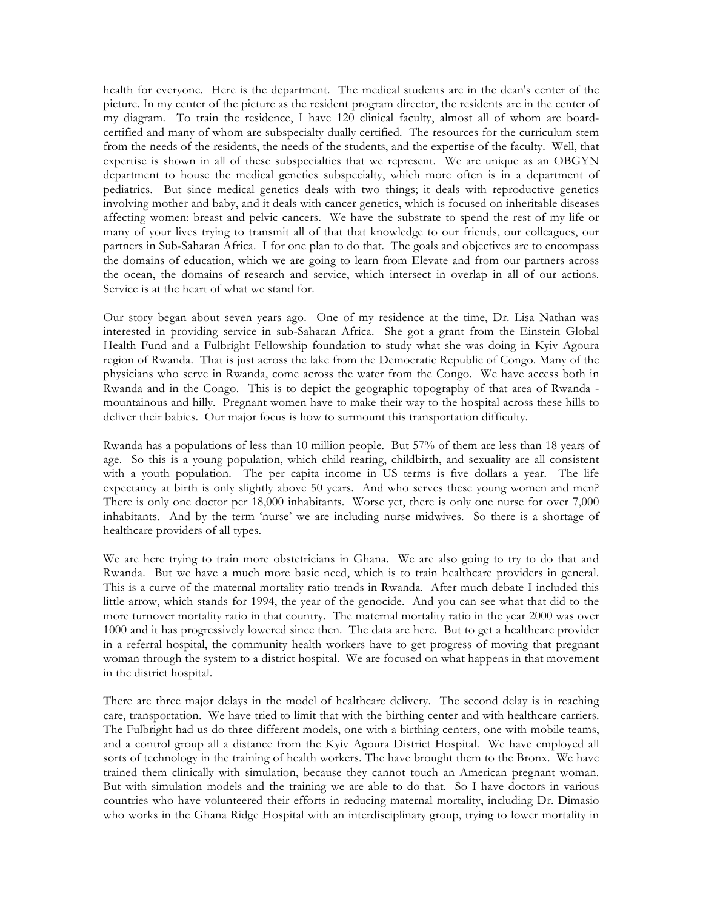health for everyone. Here is the department. The medical students are in the dean's center of the picture. In my center of the picture as the resident program director, the residents are in the center of my diagram. To train the residence, I have 120 clinical faculty, almost all of whom are board-certified and many of whom are subspecialty dually certified. The resources for the curriculum stem from the needs of the residents, the needs of the students, and the expertise of the faculty. Well, that expertise is shown in all of these subspecialties that we represent. We are unique as an OBGYN department to house the medical genetics subspecialty, which more often is in a department of pediatrics. But since medical genetics deals with two things; it deals with reproductive genetics involving mother and baby, and it deals with cancer genetics, which is focused on inheritable diseases affecting women: breast and pelvic cancers. We have the substrate to spend the rest of my life or many of your lives trying to transmit all of that that knowledge to our friends, our colleagues, our partners in Sub-Saharan Africa. I for one plan to do that. The goals and objectives are to encompass the domains of education, which we are going to learn from Elevate and from our partners across the ocean, the domains of research and service, which intersect in overlap in all of our actions. Service is at the heart of what we stand for.

Our story began about seven years ago. One of my residence at the time, Dr. Lisa Nathan was interested in providing service in sub-Saharan Africa. She got a grant from the Einstein Global Health Fund and a Fulbright Fellowship foundation to study what she was doing in Kyiv Agoura region of Rwanda. That is just across the lake from the Democratic Republic of Congo. Many of the physicians who serve in Rwanda, come across the water from the Congo. We have access both in Rwanda and in the Congo. This is to depict the geographic topography of that area of Rwanda - mountainous and hilly. Pregnant women have to make their way to the hospital across these hills to deliver their babies. Our major focus is how to surmount this transportation difficulty.

Rwanda has a populations of less than 10 million people. But 57% of them are less than 18 years of age. So this is a young population, which child rearing, childbirth, and sexuality are all consistent with a youth population. The per capita income in US terms is five dollars a year. The life expectancy at birth is only slightly above 50 years. And who serves these young women and men? There is only one doctor per 18,000 inhabitants. Worse yet, there is only one nurse for over 7,000 inhabitants. And by the term 'nurse' we are including nurse midwives. So there is a shortage of healthcare providers of all types.

We are here trying to train more obstetricians in Ghana. We are also going to try to do that and Rwanda. But we have a much more basic need, which is to train healthcare providers in general. This is a curve of the maternal mortality ratio trends in Rwanda. After much debate I included this little arrow, which stands for 1994, the year of the genocide. And you can see what that did to the more turnover mortality ratio in that country. The maternal mortality ratio in the year 2000 was over 1000 and it has progressively lowered since then. The data are here. But to get a healthcare provider in a referral hospital, the community health workers have to get progress of moving that pregnant woman through the system to a district hospital. We are focused on what happens in that movement in the district hospital.

There are three major delays in the model of healthcare delivery. The second delay is in reaching care, transportation. We have tried to limit that with the birthing center and with healthcare carriers. The Fulbright had us do three different models, one with a birthing centers, one with mobile teams, and a control group all a distance from the Kyiv Agoura District Hospital. We have employed all sorts of technology in the training of health workers. The have brought them to the Bronx. We have trained them clinically with simulation, because they cannot touch an American pregnant woman. But with simulation models and the training we are able to do that. So I have doctors in various countries who have volunteered their efforts in reducing maternal mortality, including Dr. Dimasio who works in the Ghana Ridge Hospital with an interdisciplinary group, trying to lower mortality in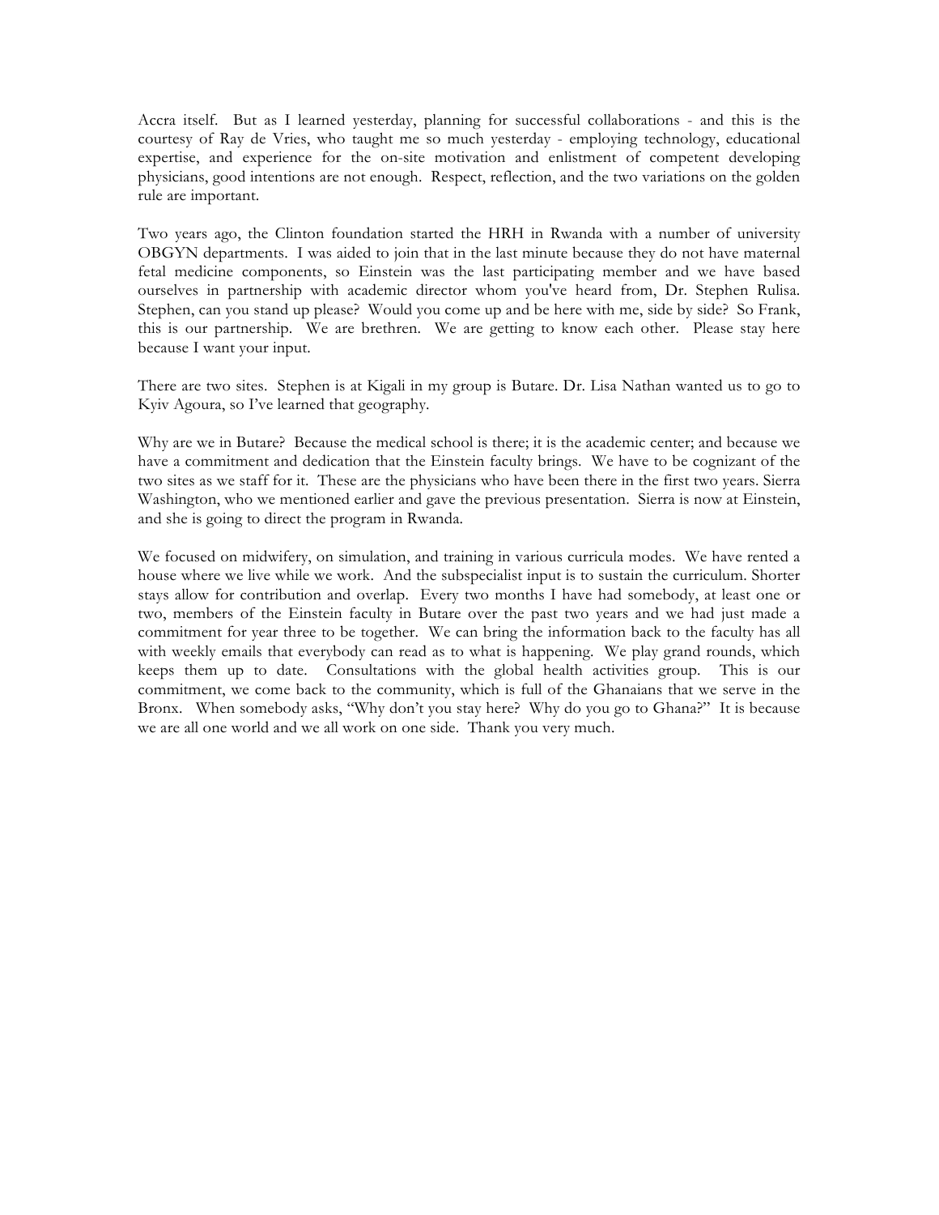Accra itself. But as I learned yesterday, planning for successful collaborations - and this is the courtesy of Ray de Vries, who taught me so much yesterday - employing technology, educational expertise, and experience for the on-site motivation and enlistment of competent developing physicians, good intentions are not enough. Respect, reflection, and the two variations on the golden rule are important.

Two years ago, the Clinton foundation started the HRH in Rwanda with a number of university OBGYN departments. I was aided to join that in the last minute because they do not have maternal fetal medicine components, so Einstein was the last participating member and we have based ourselves in partnership with academic director whom you've heard from, Dr. Stephen Rulisa. Stephen, can you stand up please? Would you come up and be here with me, side by side? So Frank, this is our partnership. We are brethren. We are getting to know each other. Please stay here because I want your input.

There are two sites. Stephen is at Kigali in my group is Butare. Dr. Lisa Nathan wanted us to go to Kyiv Agoura, so I've learned that geography.

Why are we in Butare? Because the medical school is there; it is the academic center; and because we have a commitment and dedication that the Einstein faculty brings. We have to be cognizant of the two sites as we staff for it. These are the physicians who have been there in the first two years. Sierra Washington, who we mentioned earlier and gave the previous presentation. Sierra is now at Einstein, and she is going to direct the program in Rwanda.

We focused on midwifery, on simulation, and training in various curricula modes. We have rented a house where we live while we work. And the subspecialist input is to sustain the curriculum. Shorter stays allow for contribution and overlap. Every two months I have had somebody, at least one or two, members of the Einstein faculty in Butare over the past two years and we had just made a commitment for year three to be together. We can bring the information back to the faculty has all with weekly emails that everybody can read as to what is happening. We play grand rounds, which keeps them up to date. Consultations with the global health activities group. This is our commitment, we come back to the community, which is full of the Ghanaians that we serve in the Bronx. When somebody asks, "Why don't you stay here? Why do you go to Ghana?" It is because we are all one world and we all work on one side. Thank you very much.